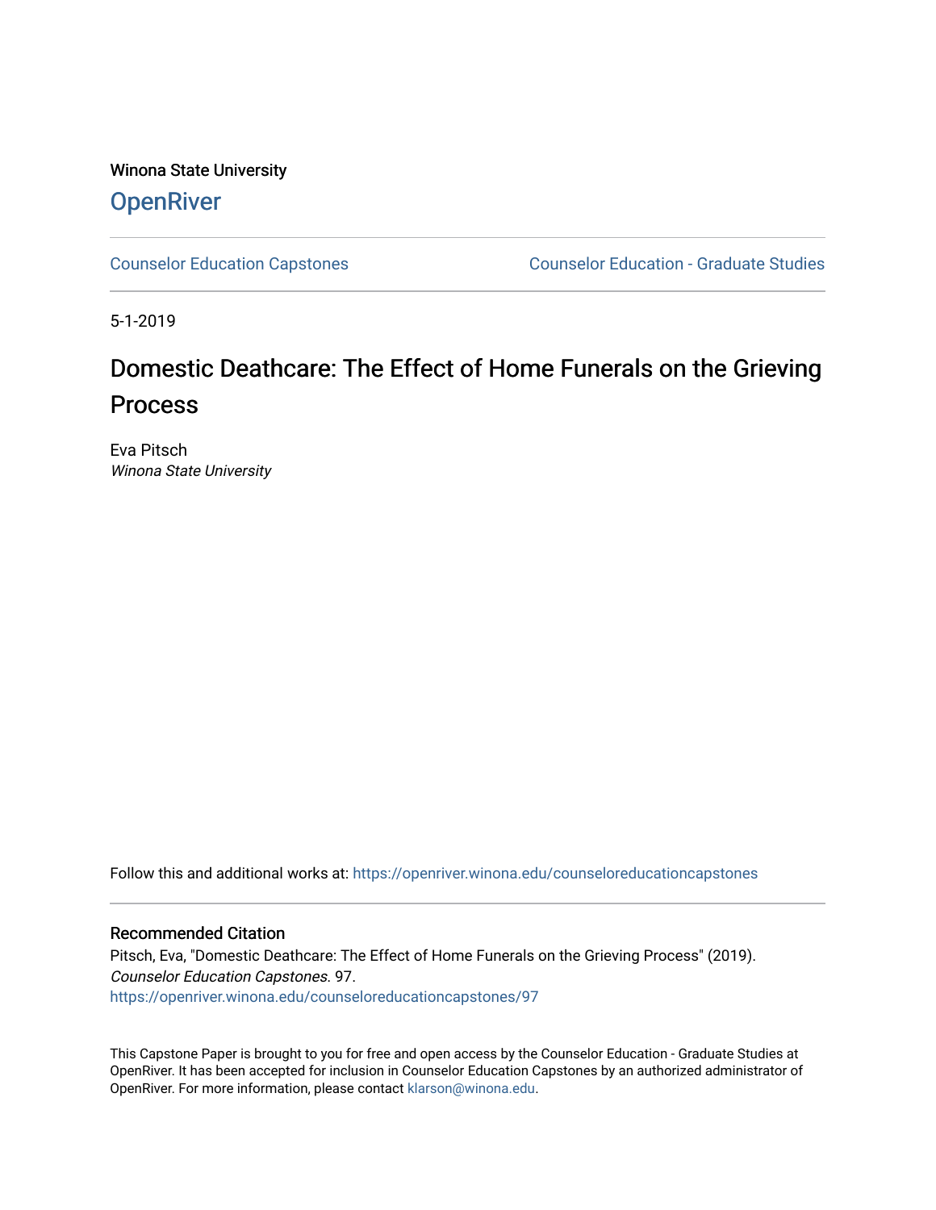Winona State University

# OpenRiver

Counselor Education Capstones | Counselor Education - Graduate Studies

5-1-2019

# Domestic Deathcare: The Effect of Home Funerals on the Grieving Process

Eva Pitsch
*Winona State University*

Follow this and additional works at: https://openriver.winona.edu/counseloreducationcapstones

## Recommended Citation

Pitsch, Eva, "Domestic Deathcare: The Effect of Home Funerals on the Grieving Process" (2019). *Counselor Education Capstones*. 97.
https://openriver.winona.edu/counseloreducationcapstones/97

This Capstone Paper is brought to you for free and open access by the Counselor Education - Graduate Studies at OpenRiver. It has been accepted for inclusion in Counselor Education Capstones by an authorized administrator of OpenRiver. For more information, please contact klarson@winona.edu.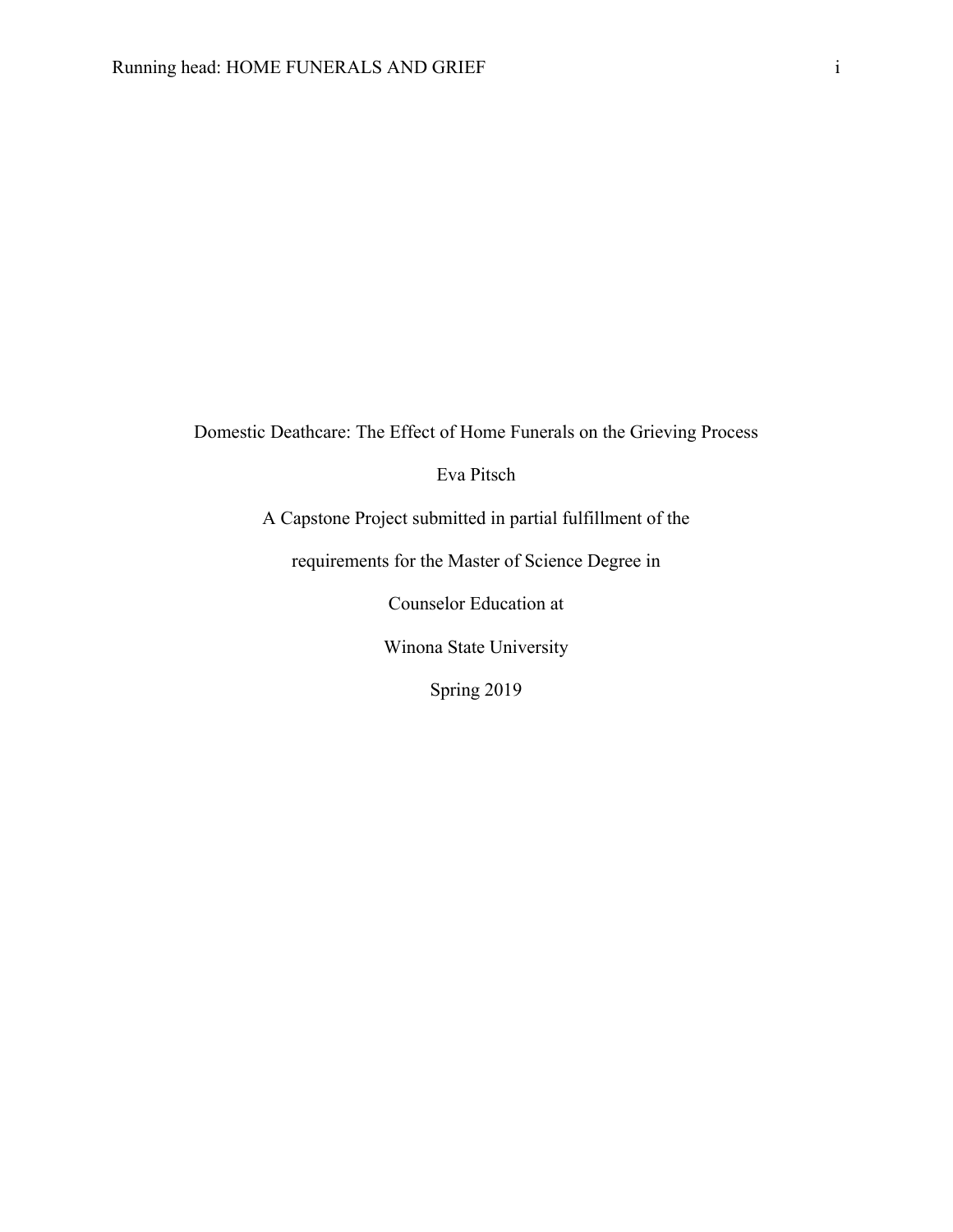Domestic Deathcare: The Effect of Home Funerals on the Grieving Process

Eva Pitsch

A Capstone Project submitted in partial fulfillment of the

requirements for the Master of Science Degree in

Counselor Education at

Winona State University

Spring 2019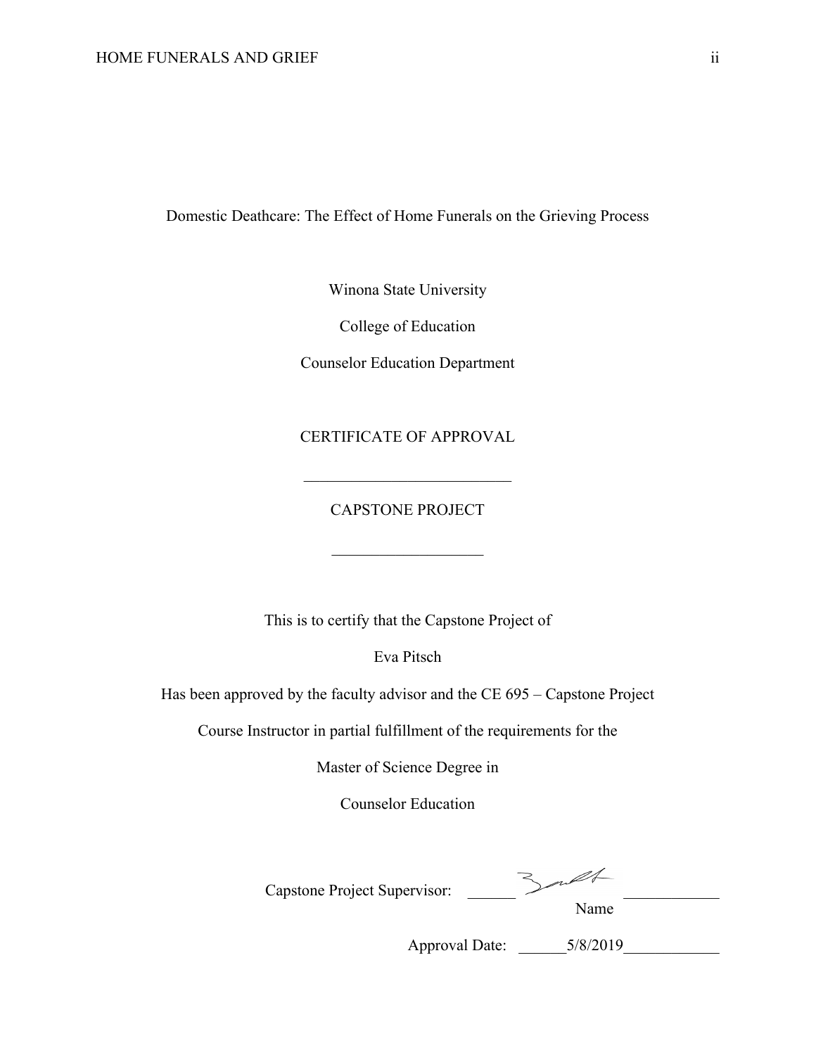Domestic Deathcare: The Effect of Home Funerals on the Grieving Process

Winona State University

College of Education

Counselor Education Department

CERTIFICATE OF APPROVAL

___________________________

CAPSTONE PROJECT

____________________

This is to certify that the Capstone Project of

Eva Pitsch

Has been approved by the faculty advisor and the CE 695 – Capstone Project

Course Instructor in partial fulfillment of the requirements for the

Master of Science Degree in

Counselor Education

Capstone Project Supervisor: ______ ____________
Name

Approval Date: ______5/8/2019____________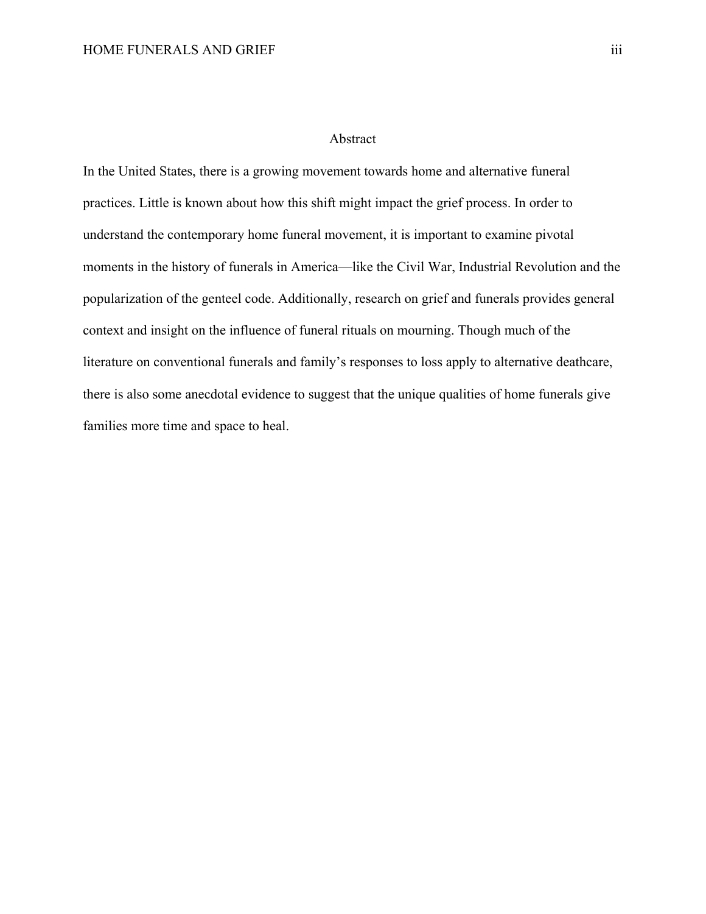# Abstract

In the United States, there is a growing movement towards home and alternative funeral practices. Little is known about how this shift might impact the grief process. In order to understand the contemporary home funeral movement, it is important to examine pivotal moments in the history of funerals in America—like the Civil War, Industrial Revolution and the popularization of the genteel code. Additionally, research on grief and funerals provides general context and insight on the influence of funeral rituals on mourning. Though much of the literature on conventional funerals and family's responses to loss apply to alternative deathcare, there is also some anecdotal evidence to suggest that the unique qualities of home funerals give families more time and space to heal.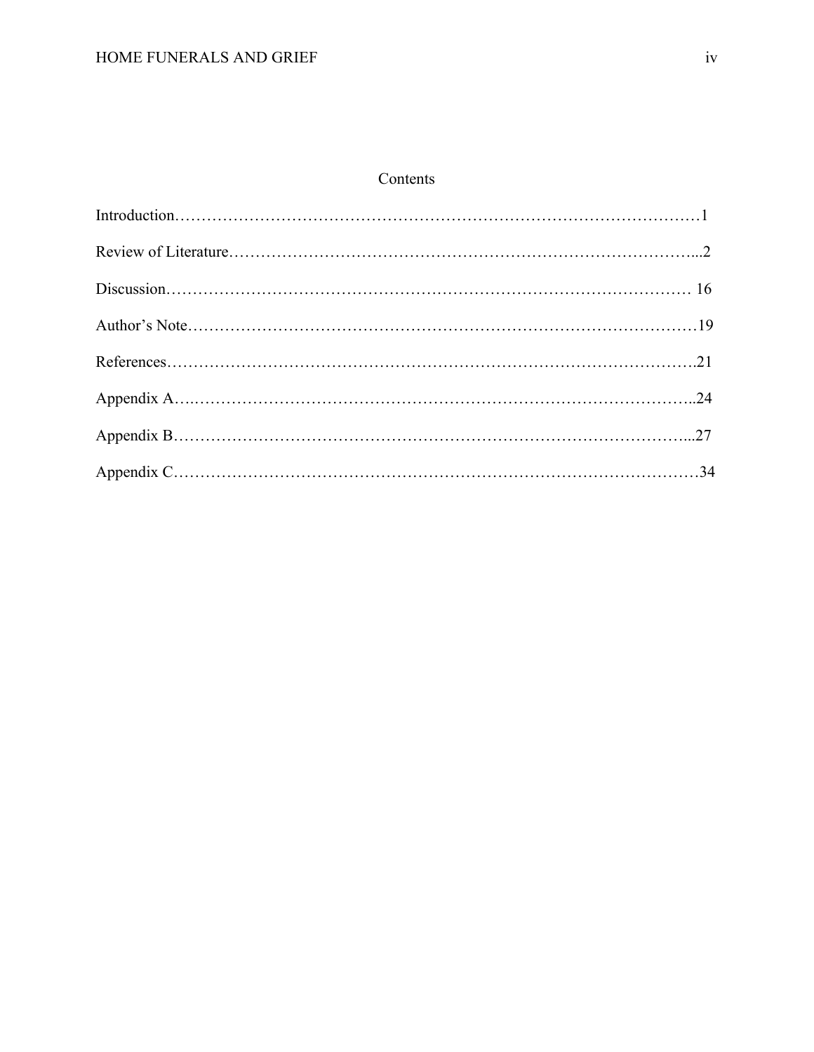# Contents

Introduction……………………………………………………………………………………1

Review of Literature…………………………………………………………………………...2

Discussion…………………………………………………………………………………… 16

Author's Note…………………………………………………………………………………19

References…………………………………………………………………………………….21

Appendix A…………………………………………………………………………………..24

Appendix B…………………………………………………………………………………...27

Appendix C……………………………………………………………………………………34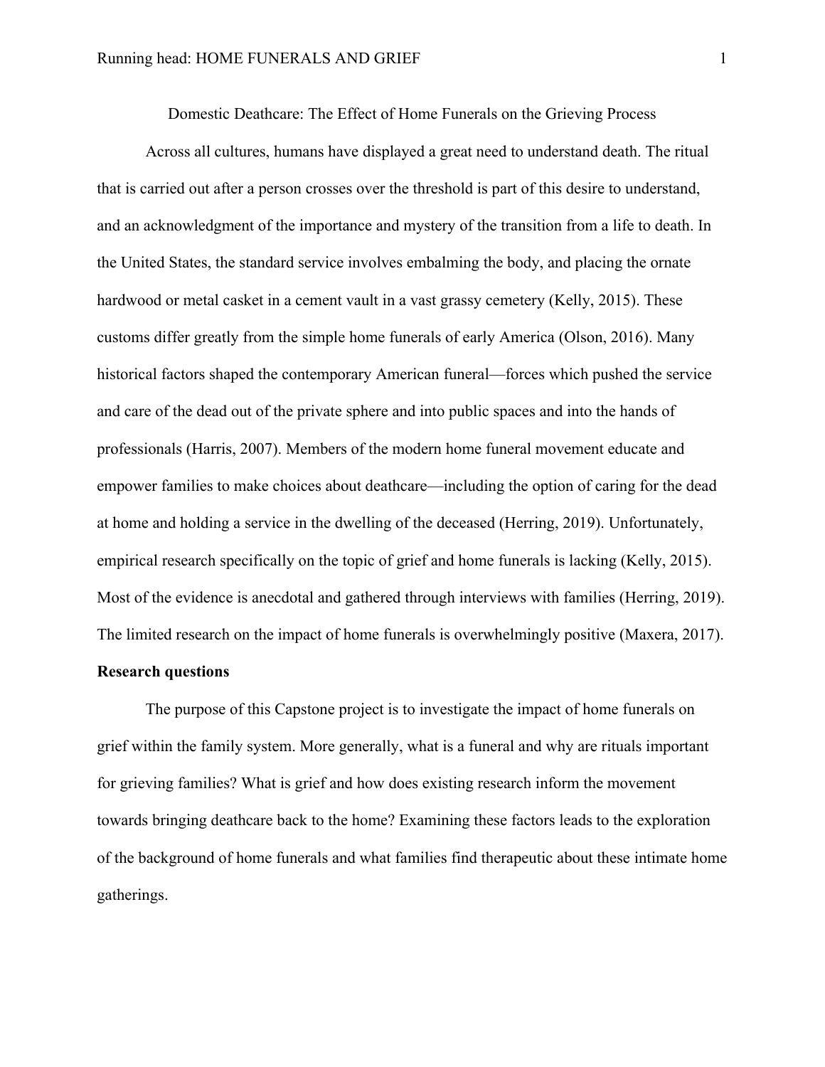Domestic Deathcare: The Effect of Home Funerals on the Grieving Process

Across all cultures, humans have displayed a great need to understand death. The ritual that is carried out after a person crosses over the threshold is part of this desire to understand, and an acknowledgment of the importance and mystery of the transition from a life to death. In the United States, the standard service involves embalming the body, and placing the ornate hardwood or metal casket in a cement vault in a vast grassy cemetery (Kelly, 2015). These customs differ greatly from the simple home funerals of early America (Olson, 2016). Many historical factors shaped the contemporary American funeral—forces which pushed the service and care of the dead out of the private sphere and into public spaces and into the hands of professionals (Harris, 2007). Members of the modern home funeral movement educate and empower families to make choices about deathcare—including the option of caring for the dead at home and holding a service in the dwelling of the deceased (Herring, 2019). Unfortunately, empirical research specifically on the topic of grief and home funerals is lacking (Kelly, 2015). Most of the evidence is anecdotal and gathered through interviews with families (Herring, 2019). The limited research on the impact of home funerals is overwhelmingly positive (Maxera, 2017).

**Research questions**

The purpose of this Capstone project is to investigate the impact of home funerals on grief within the family system. More generally, what is a funeral and why are rituals important for grieving families? What is grief and how does existing research inform the movement towards bringing deathcare back to the home? Examining these factors leads to the exploration of the background of home funerals and what families find therapeutic about these intimate home gatherings.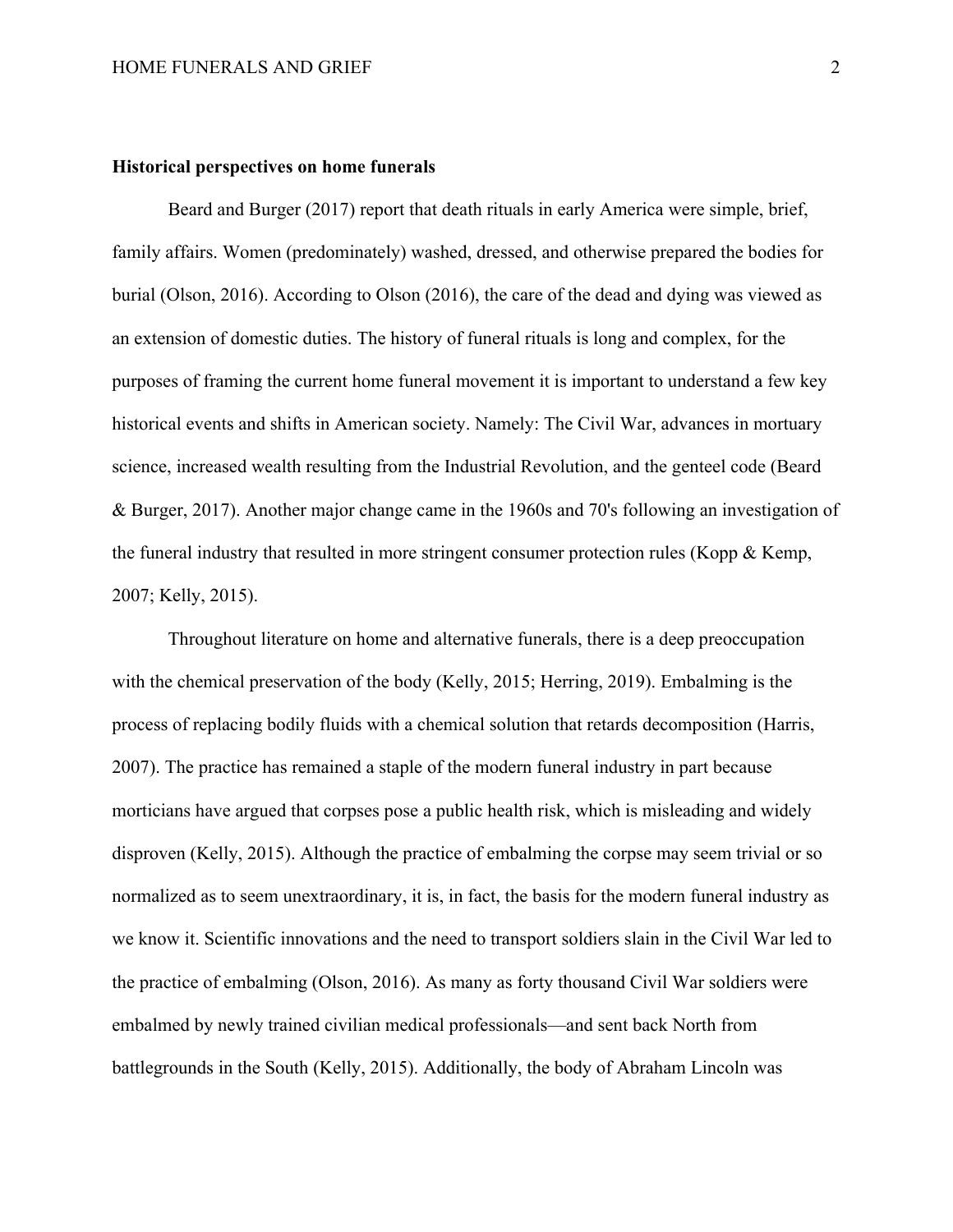**Historical perspectives on home funerals**

Beard and Burger (2017) report that death rituals in early America were simple, brief, family affairs. Women (predominately) washed, dressed, and otherwise prepared the bodies for burial (Olson, 2016). According to Olson (2016), the care of the dead and dying was viewed as an extension of domestic duties. The history of funeral rituals is long and complex, for the purposes of framing the current home funeral movement it is important to understand a few key historical events and shifts in American society. Namely: The Civil War, advances in mortuary science, increased wealth resulting from the Industrial Revolution, and the genteel code (Beard & Burger, 2017). Another major change came in the 1960s and 70's following an investigation of the funeral industry that resulted in more stringent consumer protection rules (Kopp & Kemp, 2007; Kelly, 2015).

Throughout literature on home and alternative funerals, there is a deep preoccupation with the chemical preservation of the body (Kelly, 2015; Herring, 2019). Embalming is the process of replacing bodily fluids with a chemical solution that retards decomposition (Harris, 2007). The practice has remained a staple of the modern funeral industry in part because morticians have argued that corpses pose a public health risk, which is misleading and widely disproven (Kelly, 2015). Although the practice of embalming the corpse may seem trivial or so normalized as to seem unextraordinary, it is, in fact, the basis for the modern funeral industry as we know it. Scientific innovations and the need to transport soldiers slain in the Civil War led to the practice of embalming (Olson, 2016). As many as forty thousand Civil War soldiers were embalmed by newly trained civilian medical professionals—and sent back North from battlegrounds in the South (Kelly, 2015). Additionally, the body of Abraham Lincoln was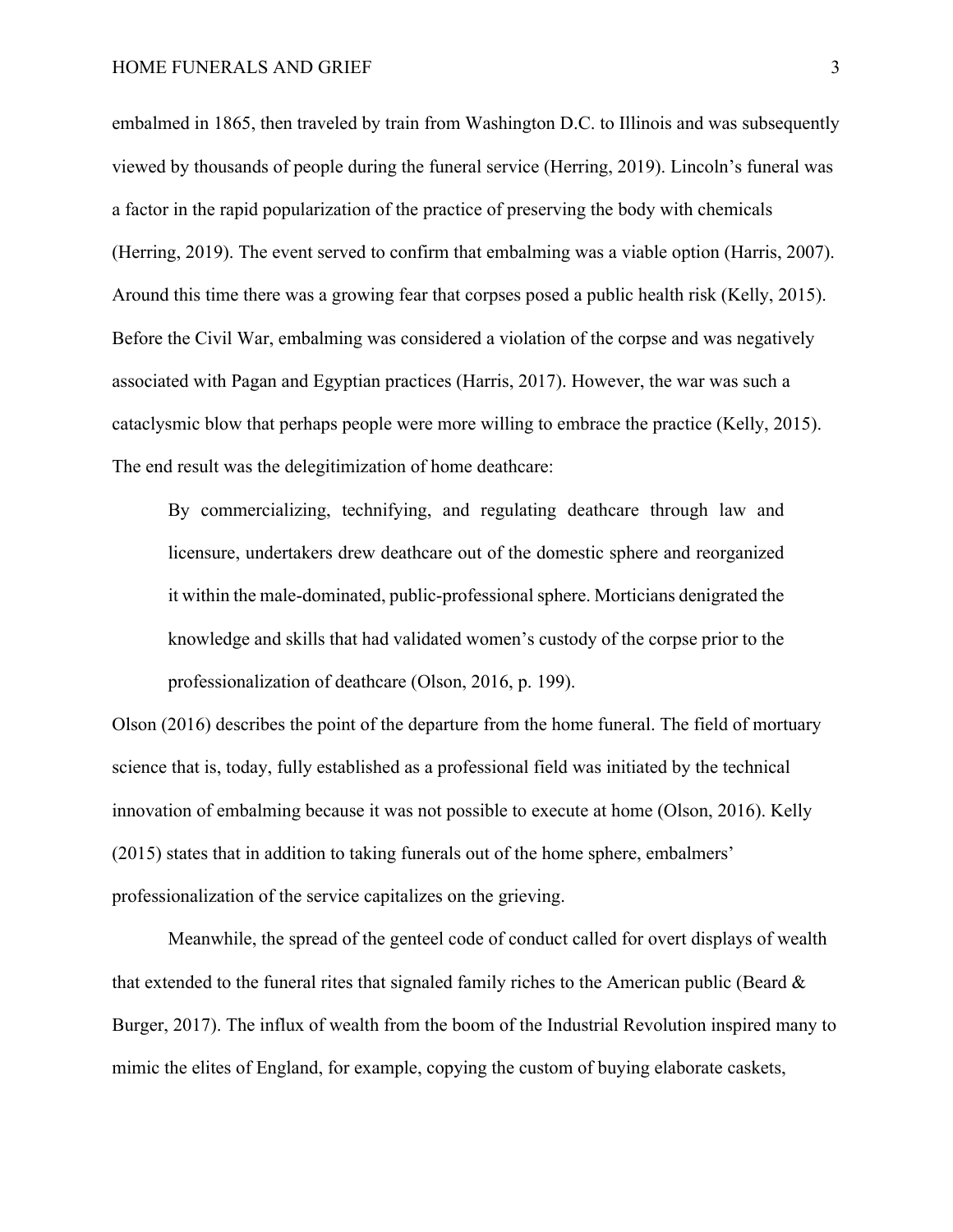embalmed in 1865, then traveled by train from Washington D.C. to Illinois and was subsequently viewed by thousands of people during the funeral service (Herring, 2019). Lincoln's funeral was a factor in the rapid popularization of the practice of preserving the body with chemicals (Herring, 2019). The event served to confirm that embalming was a viable option (Harris, 2007). Around this time there was a growing fear that corpses posed a public health risk (Kelly, 2015). Before the Civil War, embalming was considered a violation of the corpse and was negatively associated with Pagan and Egyptian practices (Harris, 2017). However, the war was such a cataclysmic blow that perhaps people were more willing to embrace the practice (Kelly, 2015). The end result was the delegitimization of home deathcare:

> By commercializing, technifying, and regulating deathcare through law and licensure, undertakers drew deathcare out of the domestic sphere and reorganized it within the male-dominated, public-professional sphere. Morticians denigrated the knowledge and skills that had validated women's custody of the corpse prior to the professionalization of deathcare (Olson, 2016, p. 199).

Olson (2016) describes the point of the departure from the home funeral. The field of mortuary science that is, today, fully established as a professional field was initiated by the technical innovation of embalming because it was not possible to execute at home (Olson, 2016). Kelly (2015) states that in addition to taking funerals out of the home sphere, embalmers' professionalization of the service capitalizes on the grieving.

Meanwhile, the spread of the genteel code of conduct called for overt displays of wealth that extended to the funeral rites that signaled family riches to the American public (Beard & Burger, 2017). The influx of wealth from the boom of the Industrial Revolution inspired many to mimic the elites of England, for example, copying the custom of buying elaborate caskets,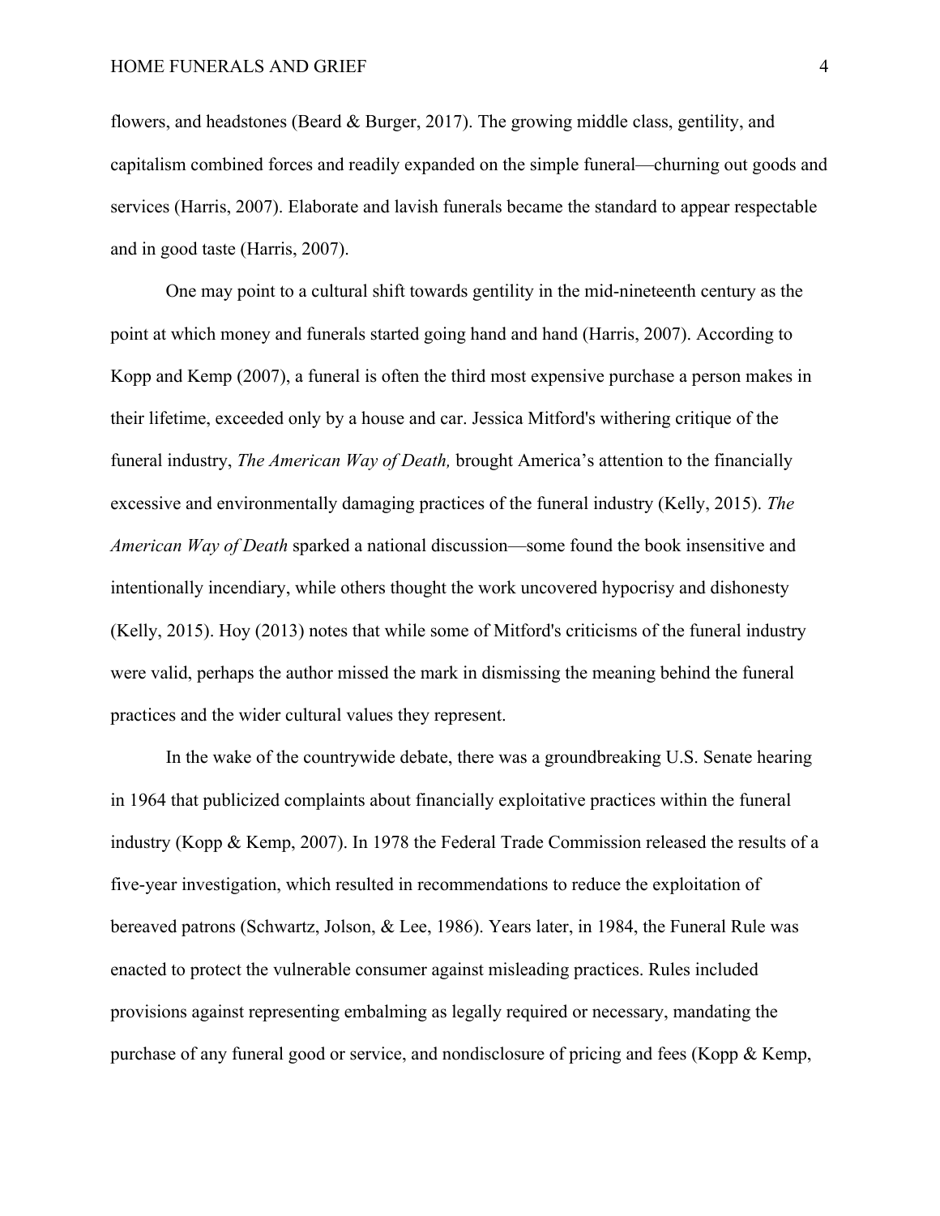flowers, and headstones (Beard & Burger, 2017). The growing middle class, gentility, and capitalism combined forces and readily expanded on the simple funeral—churning out goods and services (Harris, 2007). Elaborate and lavish funerals became the standard to appear respectable and in good taste (Harris, 2007).

One may point to a cultural shift towards gentility in the mid-nineteenth century as the point at which money and funerals started going hand and hand (Harris, 2007). According to Kopp and Kemp (2007), a funeral is often the third most expensive purchase a person makes in their lifetime, exceeded only by a house and car. Jessica Mitford's withering critique of the funeral industry, *The American Way of Death,* brought America's attention to the financially excessive and environmentally damaging practices of the funeral industry (Kelly, 2015). *The American Way of Death* sparked a national discussion—some found the book insensitive and intentionally incendiary, while others thought the work uncovered hypocrisy and dishonesty (Kelly, 2015). Hoy (2013) notes that while some of Mitford's criticisms of the funeral industry were valid, perhaps the author missed the mark in dismissing the meaning behind the funeral practices and the wider cultural values they represent.

In the wake of the countrywide debate, there was a groundbreaking U.S. Senate hearing in 1964 that publicized complaints about financially exploitative practices within the funeral industry (Kopp & Kemp, 2007). In 1978 the Federal Trade Commission released the results of a five-year investigation, which resulted in recommendations to reduce the exploitation of bereaved patrons (Schwartz, Jolson, & Lee, 1986). Years later, in 1984, the Funeral Rule was enacted to protect the vulnerable consumer against misleading practices. Rules included provisions against representing embalming as legally required or necessary, mandating the purchase of any funeral good or service, and nondisclosure of pricing and fees (Kopp & Kemp,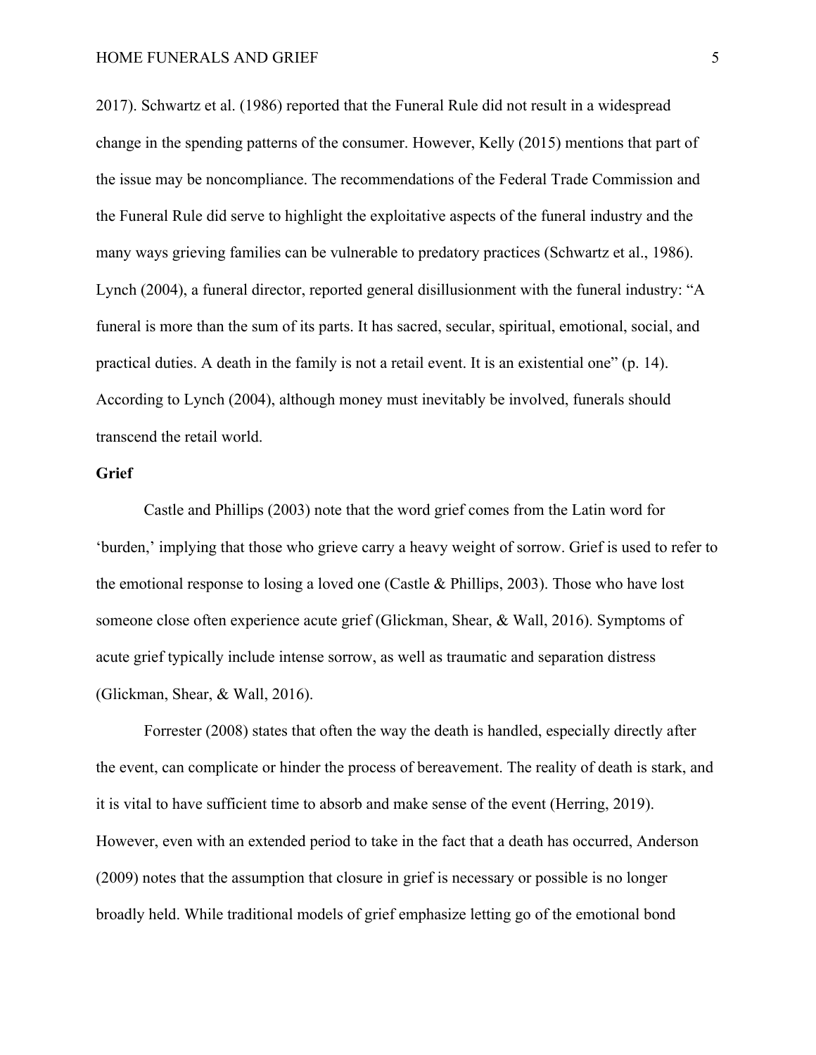2017). Schwartz et al. (1986) reported that the Funeral Rule did not result in a widespread change in the spending patterns of the consumer. However, Kelly (2015) mentions that part of the issue may be noncompliance. The recommendations of the Federal Trade Commission and the Funeral Rule did serve to highlight the exploitative aspects of the funeral industry and the many ways grieving families can be vulnerable to predatory practices (Schwartz et al., 1986). Lynch (2004), a funeral director, reported general disillusionment with the funeral industry: "A funeral is more than the sum of its parts. It has sacred, secular, spiritual, emotional, social, and practical duties. A death in the family is not a retail event. It is an existential one" (p. 14). According to Lynch (2004), although money must inevitably be involved, funerals should transcend the retail world.

**Grief**

Castle and Phillips (2003) note that the word grief comes from the Latin word for 'burden,' implying that those who grieve carry a heavy weight of sorrow. Grief is used to refer to the emotional response to losing a loved one (Castle & Phillips, 2003). Those who have lost someone close often experience acute grief (Glickman, Shear, & Wall, 2016). Symptoms of acute grief typically include intense sorrow, as well as traumatic and separation distress (Glickman, Shear, & Wall, 2016).

Forrester (2008) states that often the way the death is handled, especially directly after the event, can complicate or hinder the process of bereavement. The reality of death is stark, and it is vital to have sufficient time to absorb and make sense of the event (Herring, 2019). However, even with an extended period to take in the fact that a death has occurred, Anderson (2009) notes that the assumption that closure in grief is necessary or possible is no longer broadly held. While traditional models of grief emphasize letting go of the emotional bond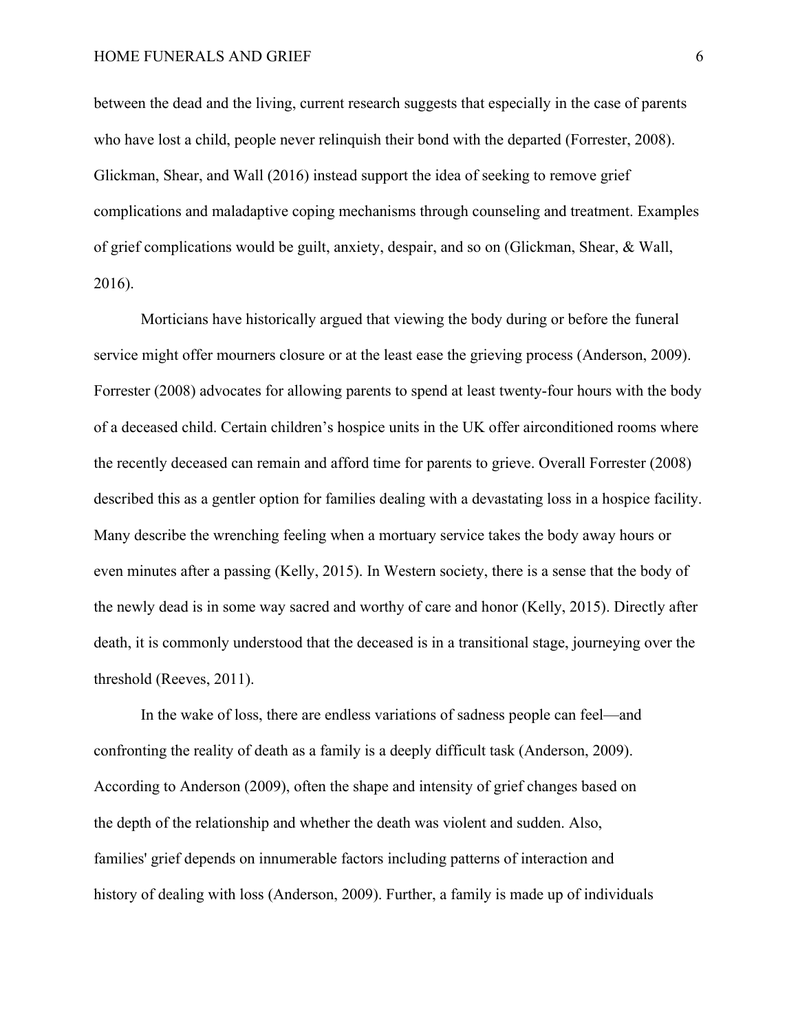between the dead and the living, current research suggests that especially in the case of parents who have lost a child, people never relinquish their bond with the departed (Forrester, 2008). Glickman, Shear, and Wall (2016) instead support the idea of seeking to remove grief complications and maladaptive coping mechanisms through counseling and treatment. Examples of grief complications would be guilt, anxiety, despair, and so on (Glickman, Shear, & Wall, 2016).

Morticians have historically argued that viewing the body during or before the funeral service might offer mourners closure or at the least ease the grieving process (Anderson, 2009). Forrester (2008) advocates for allowing parents to spend at least twenty-four hours with the body of a deceased child. Certain children's hospice units in the UK offer airconditioned rooms where the recently deceased can remain and afford time for parents to grieve. Overall Forrester (2008) described this as a gentler option for families dealing with a devastating loss in a hospice facility. Many describe the wrenching feeling when a mortuary service takes the body away hours or even minutes after a passing (Kelly, 2015). In Western society, there is a sense that the body of the newly dead is in some way sacred and worthy of care and honor (Kelly, 2015). Directly after death, it is commonly understood that the deceased is in a transitional stage, journeying over the threshold (Reeves, 2011).

In the wake of loss, there are endless variations of sadness people can feel—and confronting the reality of death as a family is a deeply difficult task (Anderson, 2009). According to Anderson (2009), often the shape and intensity of grief changes based on the depth of the relationship and whether the death was violent and sudden. Also, families' grief depends on innumerable factors including patterns of interaction and history of dealing with loss (Anderson, 2009). Further, a family is made up of individuals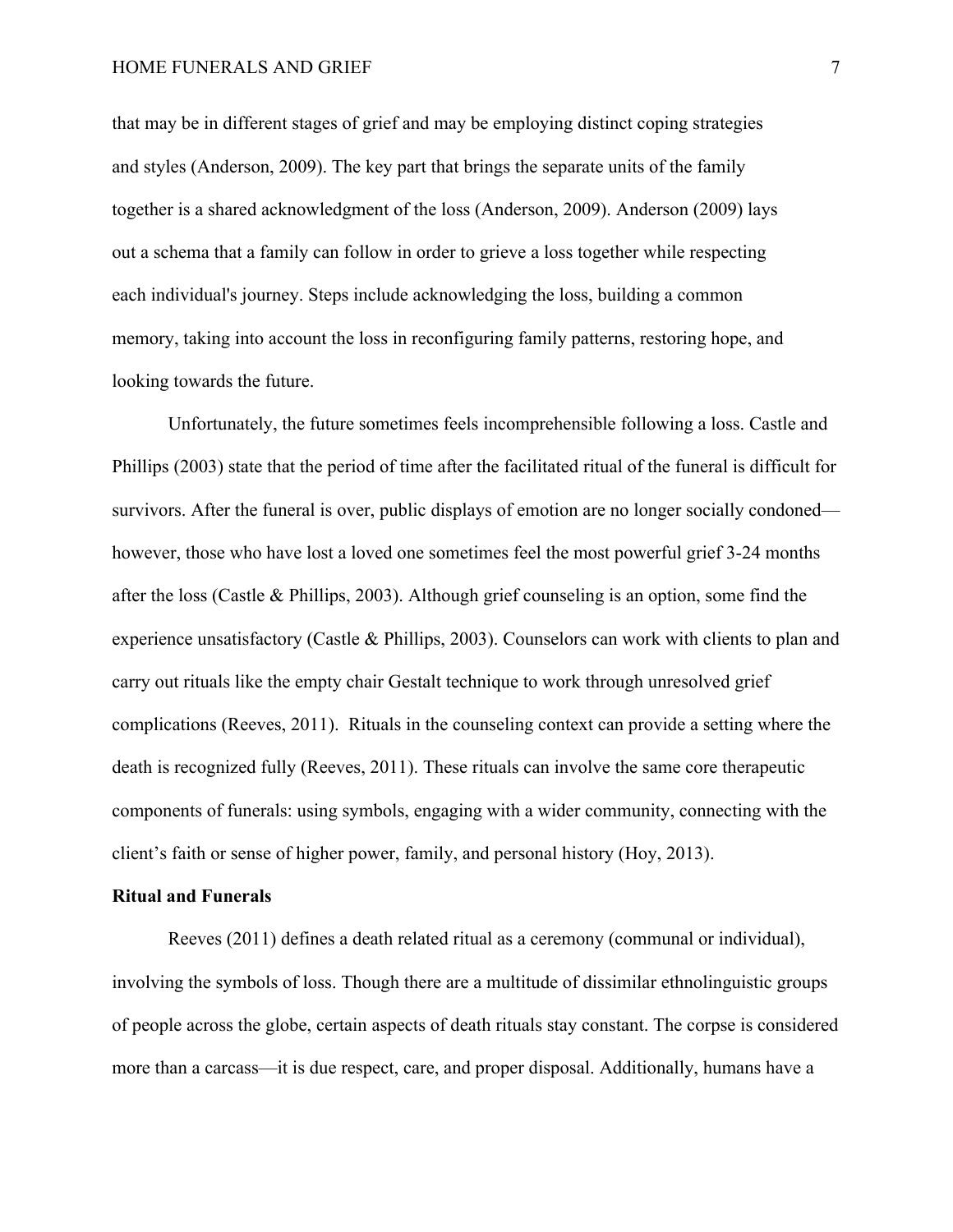that may be in different stages of grief and may be employing distinct coping strategies and styles (Anderson, 2009). The key part that brings the separate units of the family together is a shared acknowledgment of the loss (Anderson, 2009). Anderson (2009) lays out a schema that a family can follow in order to grieve a loss together while respecting each individual's journey. Steps include acknowledging the loss, building a common memory, taking into account the loss in reconfiguring family patterns, restoring hope, and looking towards the future.

Unfortunately, the future sometimes feels incomprehensible following a loss. Castle and Phillips (2003) state that the period of time after the facilitated ritual of the funeral is difficult for survivors. After the funeral is over, public displays of emotion are no longer socially condoned—however, those who have lost a loved one sometimes feel the most powerful grief 3-24 months after the loss (Castle & Phillips, 2003). Although grief counseling is an option, some find the experience unsatisfactory (Castle & Phillips, 2003). Counselors can work with clients to plan and carry out rituals like the empty chair Gestalt technique to work through unresolved grief complications (Reeves, 2011). Rituals in the counseling context can provide a setting where the death is recognized fully (Reeves, 2011). These rituals can involve the same core therapeutic components of funerals: using symbols, engaging with a wider community, connecting with the client's faith or sense of higher power, family, and personal history (Hoy, 2013).

## Ritual and Funerals

Reeves (2011) defines a death related ritual as a ceremony (communal or individual), involving the symbols of loss. Though there are a multitude of dissimilar ethnolinguistic groups of people across the globe, certain aspects of death rituals stay constant. The corpse is considered more than a carcass—it is due respect, care, and proper disposal. Additionally, humans have a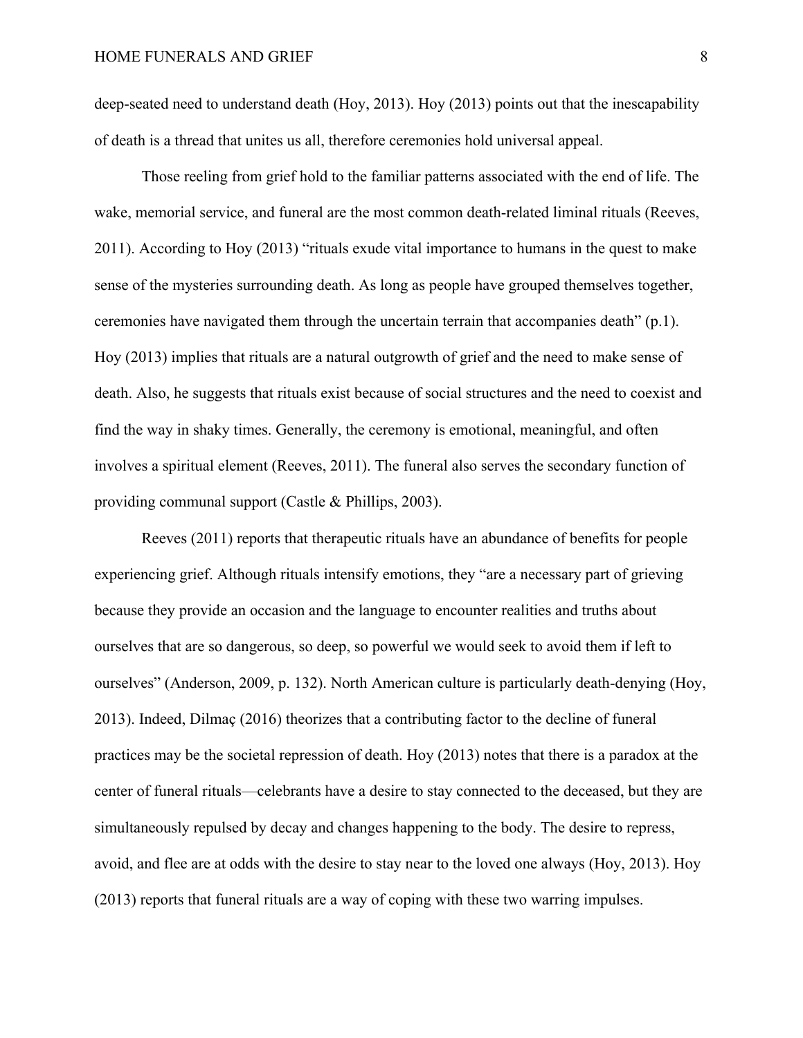deep-seated need to understand death (Hoy, 2013). Hoy (2013) points out that the inescapability of death is a thread that unites us all, therefore ceremonies hold universal appeal.

Those reeling from grief hold to the familiar patterns associated with the end of life. The wake, memorial service, and funeral are the most common death-related liminal rituals (Reeves, 2011). According to Hoy (2013) "rituals exude vital importance to humans in the quest to make sense of the mysteries surrounding death. As long as people have grouped themselves together, ceremonies have navigated them through the uncertain terrain that accompanies death" (p.1). Hoy (2013) implies that rituals are a natural outgrowth of grief and the need to make sense of death. Also, he suggests that rituals exist because of social structures and the need to coexist and find the way in shaky times. Generally, the ceremony is emotional, meaningful, and often involves a spiritual element (Reeves, 2011). The funeral also serves the secondary function of providing communal support (Castle & Phillips, 2003).

Reeves (2011) reports that therapeutic rituals have an abundance of benefits for people experiencing grief. Although rituals intensify emotions, they "are a necessary part of grieving because they provide an occasion and the language to encounter realities and truths about ourselves that are so dangerous, so deep, so powerful we would seek to avoid them if left to ourselves" (Anderson, 2009, p. 132). North American culture is particularly death-denying (Hoy, 2013). Indeed, Dilmaç (2016) theorizes that a contributing factor to the decline of funeral practices may be the societal repression of death. Hoy (2013) notes that there is a paradox at the center of funeral rituals—celebrants have a desire to stay connected to the deceased, but they are simultaneously repulsed by decay and changes happening to the body. The desire to repress, avoid, and flee are at odds with the desire to stay near to the loved one always (Hoy, 2013). Hoy (2013) reports that funeral rituals are a way of coping with these two warring impulses.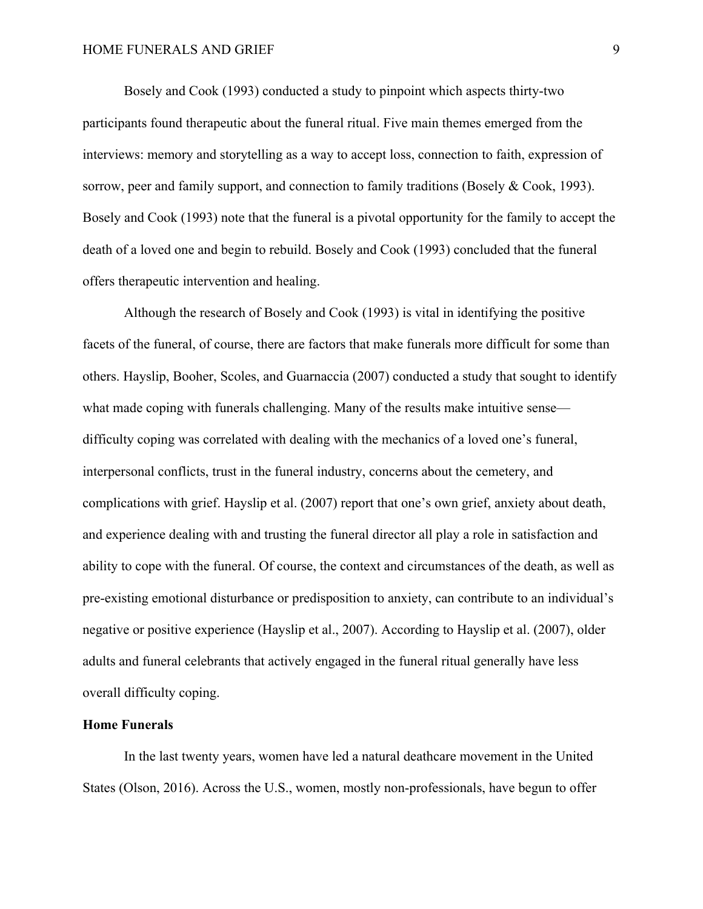Bosely and Cook (1993) conducted a study to pinpoint which aspects thirty-two participants found therapeutic about the funeral ritual. Five main themes emerged from the interviews: memory and storytelling as a way to accept loss, connection to faith, expression of sorrow, peer and family support, and connection to family traditions (Bosely & Cook, 1993). Bosely and Cook (1993) note that the funeral is a pivotal opportunity for the family to accept the death of a loved one and begin to rebuild. Bosely and Cook (1993) concluded that the funeral offers therapeutic intervention and healing.

Although the research of Bosely and Cook (1993) is vital in identifying the positive facets of the funeral, of course, there are factors that make funerals more difficult for some than others. Hayslip, Booher, Scoles, and Guarnaccia (2007) conducted a study that sought to identify what made coping with funerals challenging. Many of the results make intuitive sense—difficulty coping was correlated with dealing with the mechanics of a loved one's funeral, interpersonal conflicts, trust in the funeral industry, concerns about the cemetery, and complications with grief. Hayslip et al. (2007) report that one's own grief, anxiety about death, and experience dealing with and trusting the funeral director all play a role in satisfaction and ability to cope with the funeral. Of course, the context and circumstances of the death, as well as pre-existing emotional disturbance or predisposition to anxiety, can contribute to an individual's negative or positive experience (Hayslip et al., 2007). According to Hayslip et al. (2007), older adults and funeral celebrants that actively engaged in the funeral ritual generally have less overall difficulty coping.

**Home Funerals**

In the last twenty years, women have led a natural deathcare movement in the United States (Olson, 2016). Across the U.S., women, mostly non-professionals, have begun to offer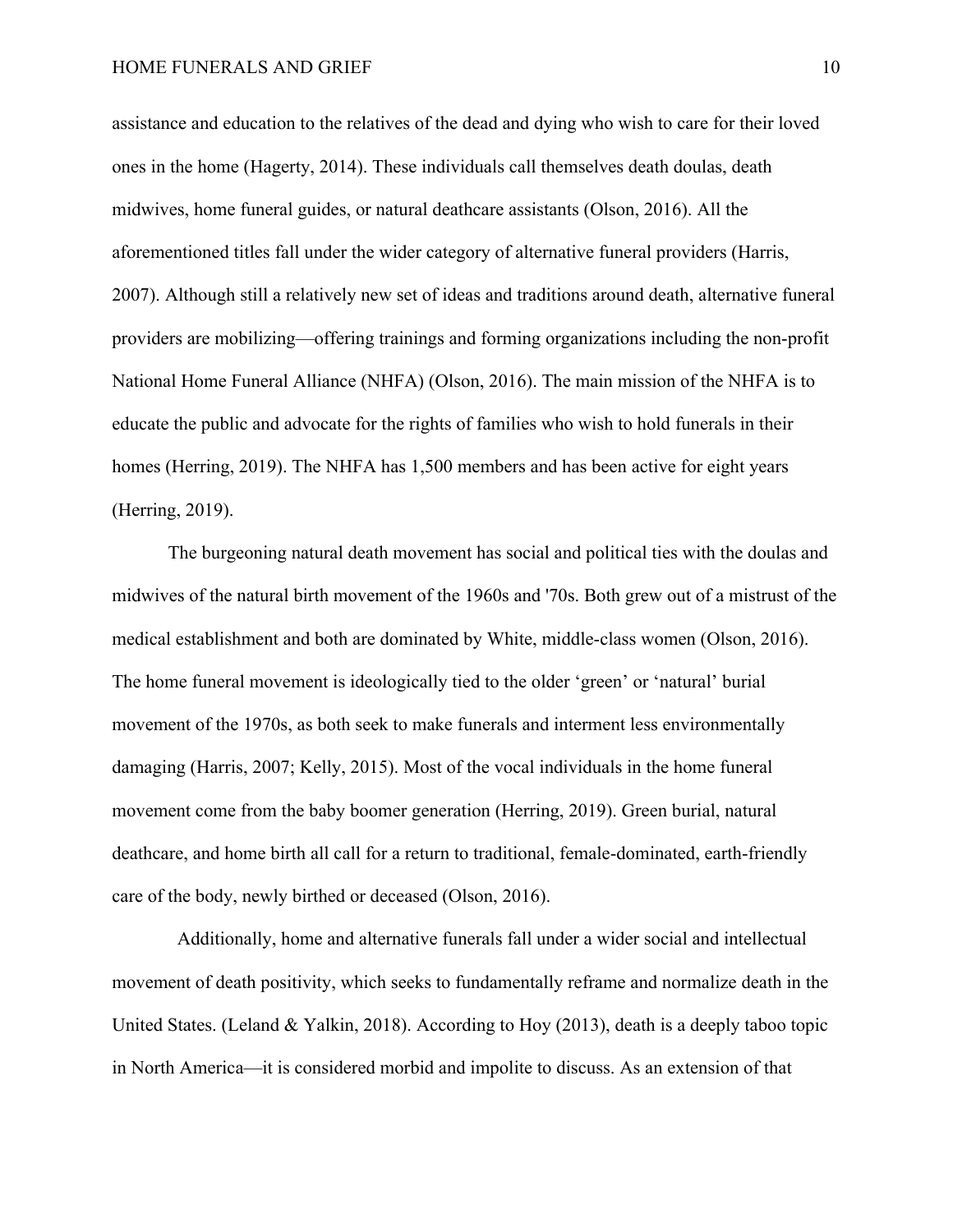assistance and education to the relatives of the dead and dying who wish to care for their loved ones in the home (Hagerty, 2014). These individuals call themselves death doulas, death midwives, home funeral guides, or natural deathcare assistants (Olson, 2016). All the aforementioned titles fall under the wider category of alternative funeral providers (Harris, 2007). Although still a relatively new set of ideas and traditions around death, alternative funeral providers are mobilizing—offering trainings and forming organizations including the non-profit National Home Funeral Alliance (NHFA) (Olson, 2016). The main mission of the NHFA is to educate the public and advocate for the rights of families who wish to hold funerals in their homes (Herring, 2019). The NHFA has 1,500 members and has been active for eight years (Herring, 2019).

The burgeoning natural death movement has social and political ties with the doulas and midwives of the natural birth movement of the 1960s and '70s. Both grew out of a mistrust of the medical establishment and both are dominated by White, middle-class women (Olson, 2016). The home funeral movement is ideologically tied to the older 'green' or 'natural' burial movement of the 1970s, as both seek to make funerals and interment less environmentally damaging (Harris, 2007; Kelly, 2015). Most of the vocal individuals in the home funeral movement come from the baby boomer generation (Herring, 2019). Green burial, natural deathcare, and home birth all call for a return to traditional, female-dominated, earth-friendly care of the body, newly birthed or deceased (Olson, 2016).

Additionally, home and alternative funerals fall under a wider social and intellectual movement of death positivity, which seeks to fundamentally reframe and normalize death in the United States. (Leland & Yalkin, 2018). According to Hoy (2013), death is a deeply taboo topic in North America—it is considered morbid and impolite to discuss. As an extension of that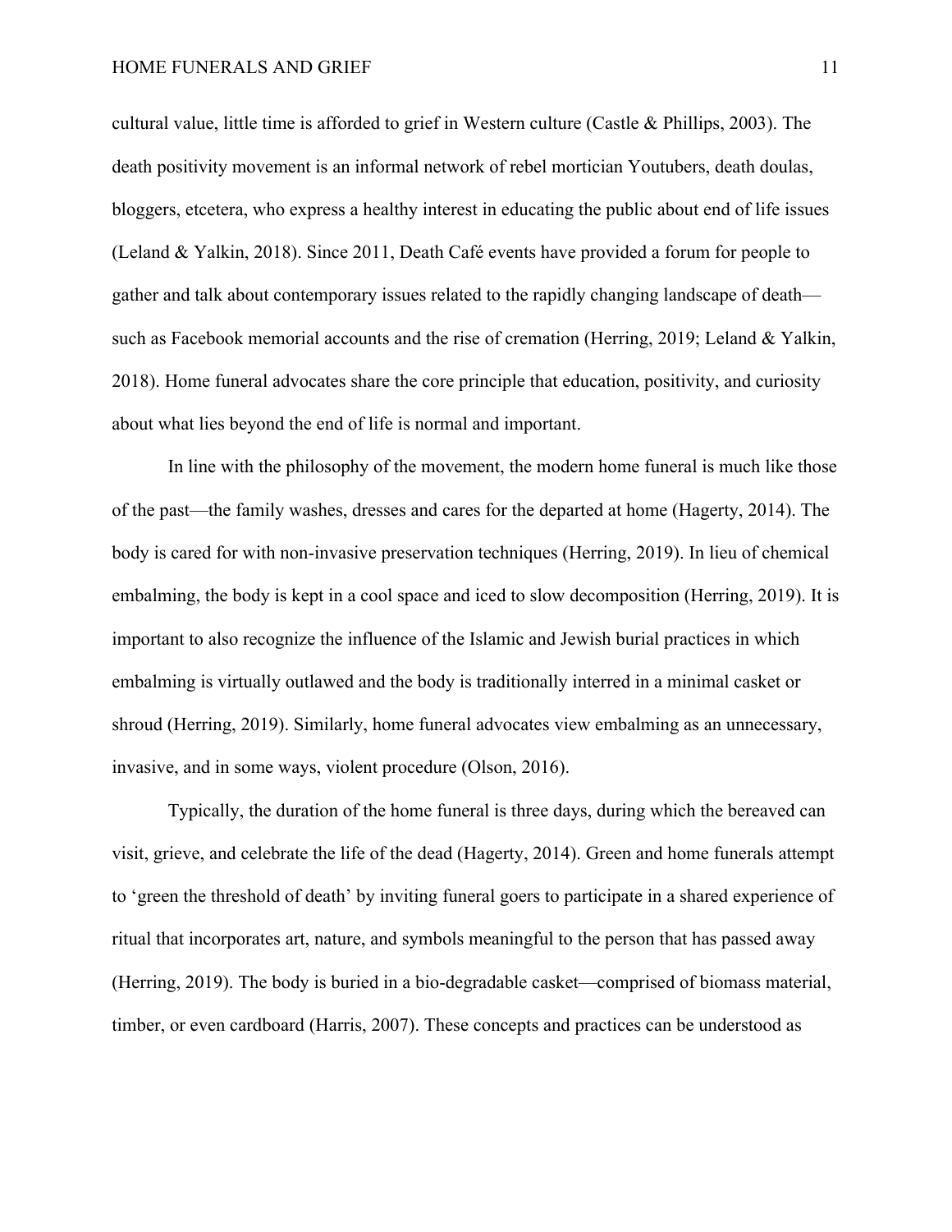cultural value, little time is afforded to grief in Western culture (Castle & Phillips, 2003). The death positivity movement is an informal network of rebel mortician Youtubers, death doulas, bloggers, etcetera, who express a healthy interest in educating the public about end of life issues (Leland & Yalkin, 2018). Since 2011, Death Café events have provided a forum for people to gather and talk about contemporary issues related to the rapidly changing landscape of death—such as Facebook memorial accounts and the rise of cremation (Herring, 2019; Leland & Yalkin, 2018). Home funeral advocates share the core principle that education, positivity, and curiosity about what lies beyond the end of life is normal and important.

In line with the philosophy of the movement, the modern home funeral is much like those of the past—the family washes, dresses and cares for the departed at home (Hagerty, 2014). The body is cared for with non-invasive preservation techniques (Herring, 2019). In lieu of chemical embalming, the body is kept in a cool space and iced to slow decomposition (Herring, 2019). It is important to also recognize the influence of the Islamic and Jewish burial practices in which embalming is virtually outlawed and the body is traditionally interred in a minimal casket or shroud (Herring, 2019). Similarly, home funeral advocates view embalming as an unnecessary, invasive, and in some ways, violent procedure (Olson, 2016).

Typically, the duration of the home funeral is three days, during which the bereaved can visit, grieve, and celebrate the life of the dead (Hagerty, 2014). Green and home funerals attempt to 'green the threshold of death' by inviting funeral goers to participate in a shared experience of ritual that incorporates art, nature, and symbols meaningful to the person that has passed away (Herring, 2019). The body is buried in a bio-degradable casket—comprised of biomass material, timber, or even cardboard (Harris, 2007). These concepts and practices can be understood as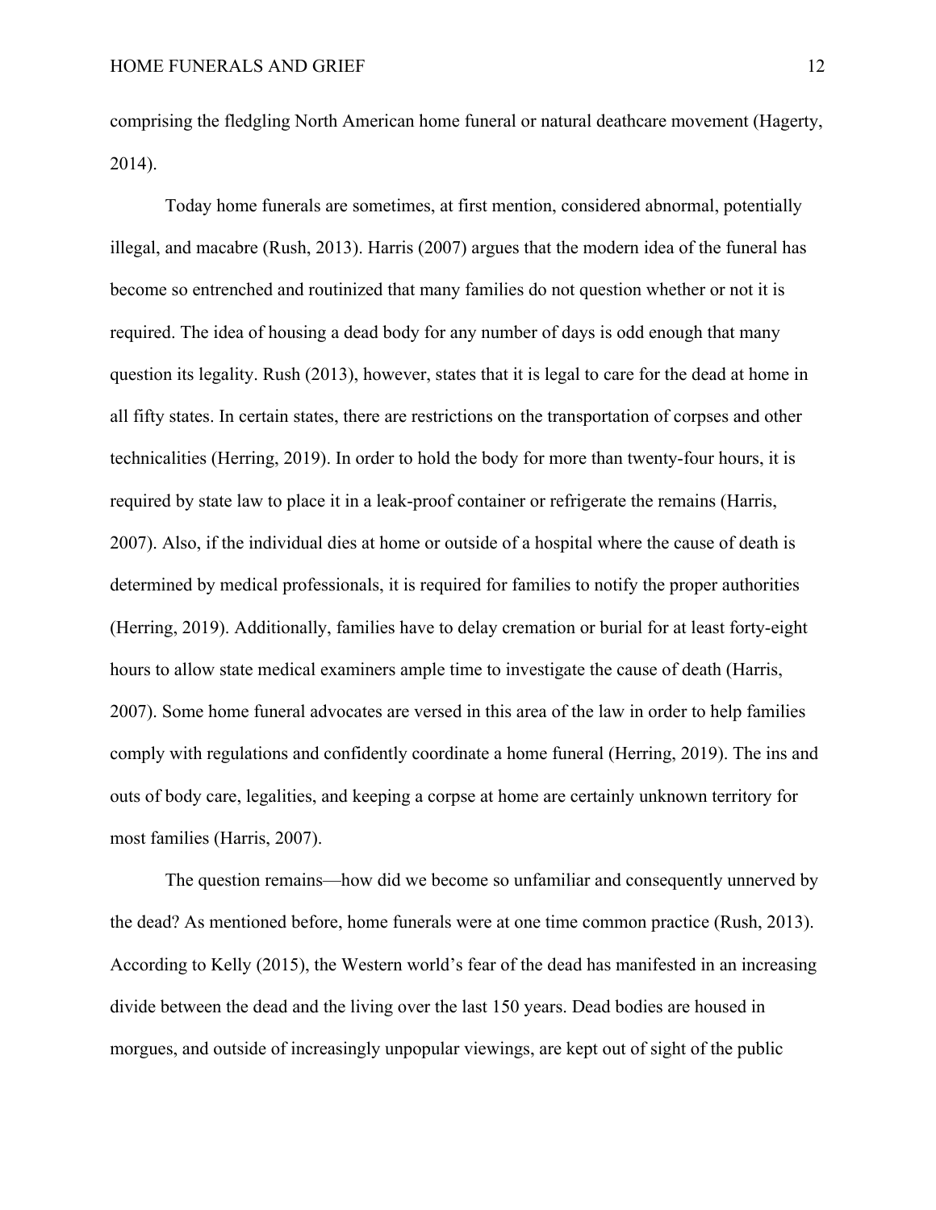comprising the fledgling North American home funeral or natural deathcare movement (Hagerty, 2014).

Today home funerals are sometimes, at first mention, considered abnormal, potentially illegal, and macabre (Rush, 2013). Harris (2007) argues that the modern idea of the funeral has become so entrenched and routinized that many families do not question whether or not it is required. The idea of housing a dead body for any number of days is odd enough that many question its legality. Rush (2013), however, states that it is legal to care for the dead at home in all fifty states. In certain states, there are restrictions on the transportation of corpses and other technicalities (Herring, 2019). In order to hold the body for more than twenty-four hours, it is required by state law to place it in a leak-proof container or refrigerate the remains (Harris, 2007). Also, if the individual dies at home or outside of a hospital where the cause of death is determined by medical professionals, it is required for families to notify the proper authorities (Herring, 2019). Additionally, families have to delay cremation or burial for at least forty-eight hours to allow state medical examiners ample time to investigate the cause of death (Harris, 2007). Some home funeral advocates are versed in this area of the law in order to help families comply with regulations and confidently coordinate a home funeral (Herring, 2019). The ins and outs of body care, legalities, and keeping a corpse at home are certainly unknown territory for most families (Harris, 2007).

The question remains—how did we become so unfamiliar and consequently unnerved by the dead? As mentioned before, home funerals were at one time common practice (Rush, 2013). According to Kelly (2015), the Western world's fear of the dead has manifested in an increasing divide between the dead and the living over the last 150 years. Dead bodies are housed in morgues, and outside of increasingly unpopular viewings, are kept out of sight of the public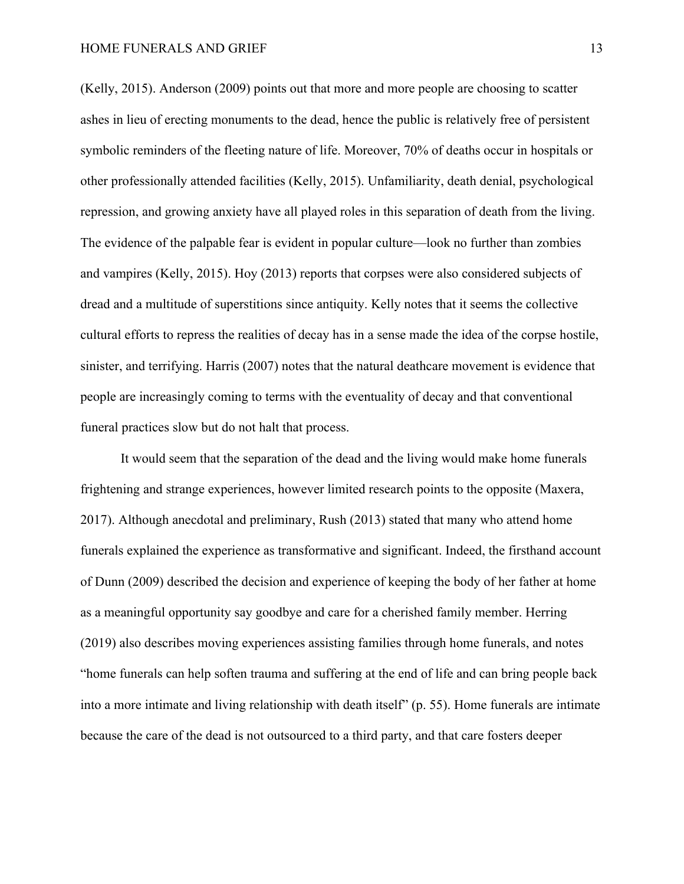(Kelly, 2015). Anderson (2009) points out that more and more people are choosing to scatter ashes in lieu of erecting monuments to the dead, hence the public is relatively free of persistent symbolic reminders of the fleeting nature of life. Moreover, 70% of deaths occur in hospitals or other professionally attended facilities (Kelly, 2015). Unfamiliarity, death denial, psychological repression, and growing anxiety have all played roles in this separation of death from the living. The evidence of the palpable fear is evident in popular culture—look no further than zombies and vampires (Kelly, 2015). Hoy (2013) reports that corpses were also considered subjects of dread and a multitude of superstitions since antiquity. Kelly notes that it seems the collective cultural efforts to repress the realities of decay has in a sense made the idea of the corpse hostile, sinister, and terrifying. Harris (2007) notes that the natural deathcare movement is evidence that people are increasingly coming to terms with the eventuality of decay and that conventional funeral practices slow but do not halt that process.

It would seem that the separation of the dead and the living would make home funerals frightening and strange experiences, however limited research points to the opposite (Maxera, 2017). Although anecdotal and preliminary, Rush (2013) stated that many who attend home funerals explained the experience as transformative and significant. Indeed, the firsthand account of Dunn (2009) described the decision and experience of keeping the body of her father at home as a meaningful opportunity say goodbye and care for a cherished family member. Herring (2019) also describes moving experiences assisting families through home funerals, and notes "home funerals can help soften trauma and suffering at the end of life and can bring people back into a more intimate and living relationship with death itself" (p. 55). Home funerals are intimate because the care of the dead is not outsourced to a third party, and that care fosters deeper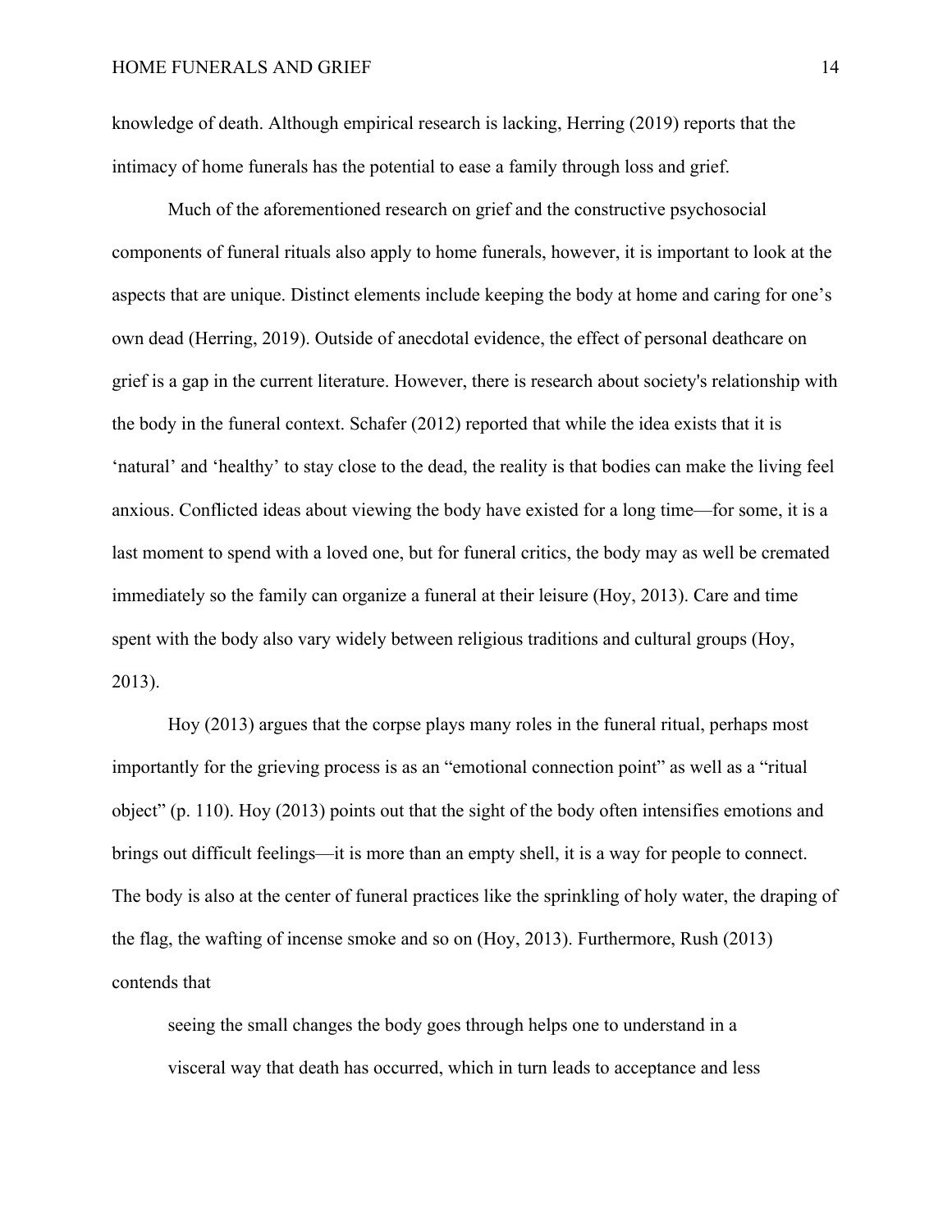knowledge of death. Although empirical research is lacking, Herring (2019) reports that the intimacy of home funerals has the potential to ease a family through loss and grief.

Much of the aforementioned research on grief and the constructive psychosocial components of funeral rituals also apply to home funerals, however, it is important to look at the aspects that are unique. Distinct elements include keeping the body at home and caring for one's own dead (Herring, 2019). Outside of anecdotal evidence, the effect of personal deathcare on grief is a gap in the current literature. However, there is research about society's relationship with the body in the funeral context. Schafer (2012) reported that while the idea exists that it is 'natural' and 'healthy' to stay close to the dead, the reality is that bodies can make the living feel anxious. Conflicted ideas about viewing the body have existed for a long time—for some, it is a last moment to spend with a loved one, but for funeral critics, the body may as well be cremated immediately so the family can organize a funeral at their leisure (Hoy, 2013). Care and time spent with the body also vary widely between religious traditions and cultural groups (Hoy, 2013).

Hoy (2013) argues that the corpse plays many roles in the funeral ritual, perhaps most importantly for the grieving process is as an "emotional connection point" as well as a "ritual object" (p. 110). Hoy (2013) points out that the sight of the body often intensifies emotions and brings out difficult feelings—it is more than an empty shell, it is a way for people to connect. The body is also at the center of funeral practices like the sprinkling of holy water, the draping of the flag, the wafting of incense smoke and so on (Hoy, 2013). Furthermore, Rush (2013) contends that

> seeing the small changes the body goes through helps one to understand in a visceral way that death has occurred, which in turn leads to acceptance and less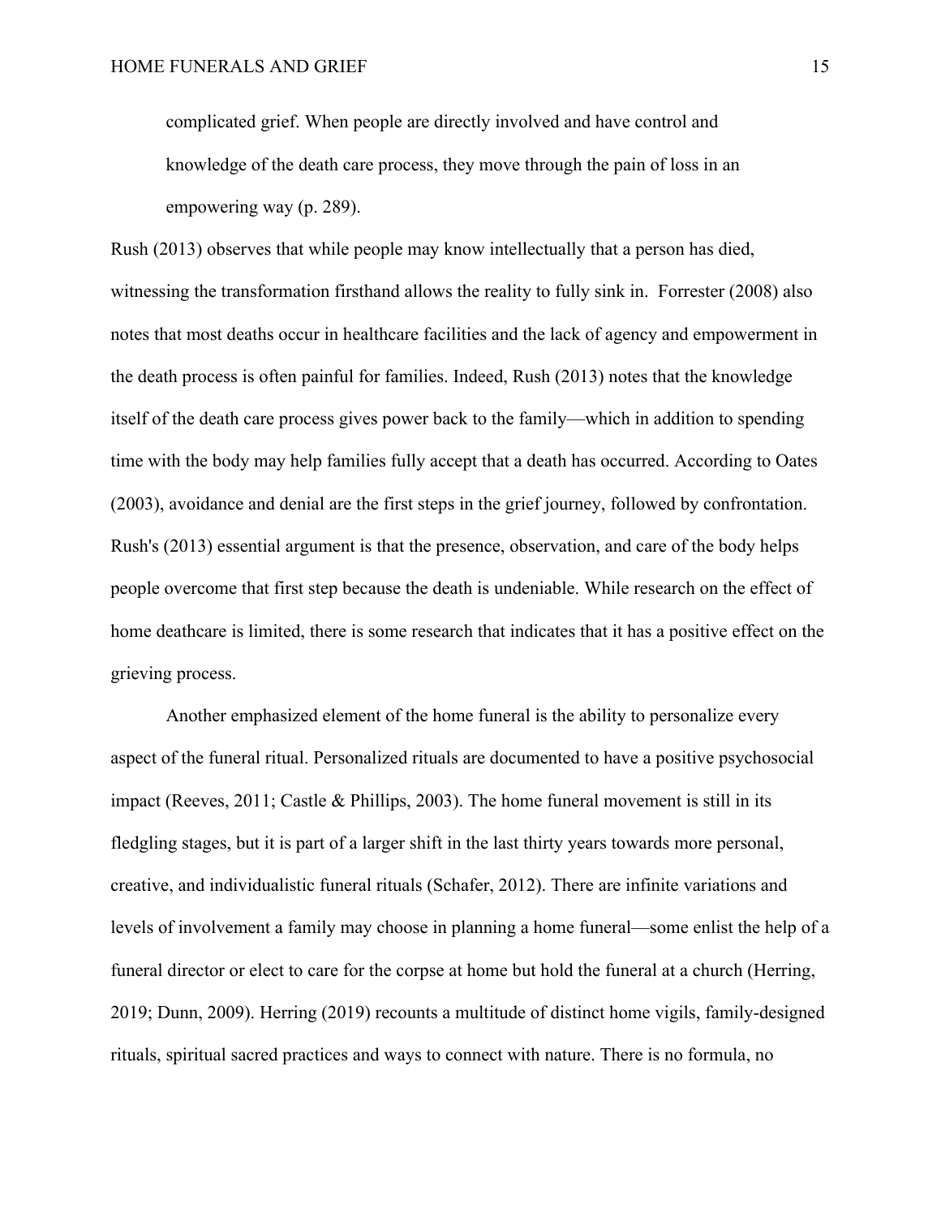> complicated grief. When people are directly involved and have control and knowledge of the death care process, they move through the pain of loss in an empowering way (p. 289).

Rush (2013) observes that while people may know intellectually that a person has died, witnessing the transformation firsthand allows the reality to fully sink in. Forrester (2008) also notes that most deaths occur in healthcare facilities and the lack of agency and empowerment in the death process is often painful for families. Indeed, Rush (2013) notes that the knowledge itself of the death care process gives power back to the family—which in addition to spending time with the body may help families fully accept that a death has occurred. According to Oates (2003), avoidance and denial are the first steps in the grief journey, followed by confrontation. Rush's (2013) essential argument is that the presence, observation, and care of the body helps people overcome that first step because the death is undeniable. While research on the effect of home deathcare is limited, there is some research that indicates that it has a positive effect on the grieving process.

Another emphasized element of the home funeral is the ability to personalize every aspect of the funeral ritual. Personalized rituals are documented to have a positive psychosocial impact (Reeves, 2011; Castle & Phillips, 2003). The home funeral movement is still in its fledgling stages, but it is part of a larger shift in the last thirty years towards more personal, creative, and individualistic funeral rituals (Schafer, 2012). There are infinite variations and levels of involvement a family may choose in planning a home funeral—some enlist the help of a funeral director or elect to care for the corpse at home but hold the funeral at a church (Herring, 2019; Dunn, 2009). Herring (2019) recounts a multitude of distinct home vigils, family-designed rituals, spiritual sacred practices and ways to connect with nature. There is no formula, no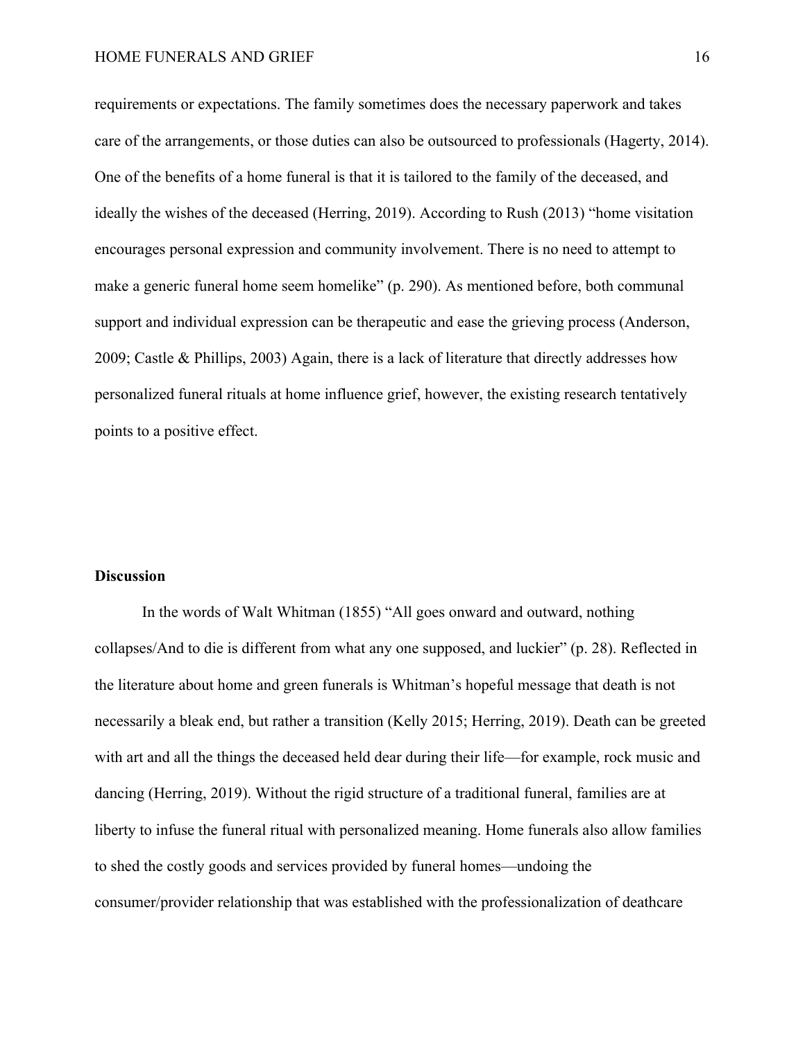requirements or expectations. The family sometimes does the necessary paperwork and takes care of the arrangements, or those duties can also be outsourced to professionals (Hagerty, 2014). One of the benefits of a home funeral is that it is tailored to the family of the deceased, and ideally the wishes of the deceased (Herring, 2019). According to Rush (2013) "home visitation encourages personal expression and community involvement. There is no need to attempt to make a generic funeral home seem homelike" (p. 290). As mentioned before, both communal support and individual expression can be therapeutic and ease the grieving process (Anderson, 2009; Castle & Phillips, 2003) Again, there is a lack of literature that directly addresses how personalized funeral rituals at home influence grief, however, the existing research tentatively points to a positive effect.

**Discussion**

In the words of Walt Whitman (1855) "All goes onward and outward, nothing collapses/And to die is different from what any one supposed, and luckier" (p. 28). Reflected in the literature about home and green funerals is Whitman's hopeful message that death is not necessarily a bleak end, but rather a transition (Kelly 2015; Herring, 2019). Death can be greeted with art and all the things the deceased held dear during their life—for example, rock music and dancing (Herring, 2019). Without the rigid structure of a traditional funeral, families are at liberty to infuse the funeral ritual with personalized meaning. Home funerals also allow families to shed the costly goods and services provided by funeral homes—undoing the consumer/provider relationship that was established with the professionalization of deathcare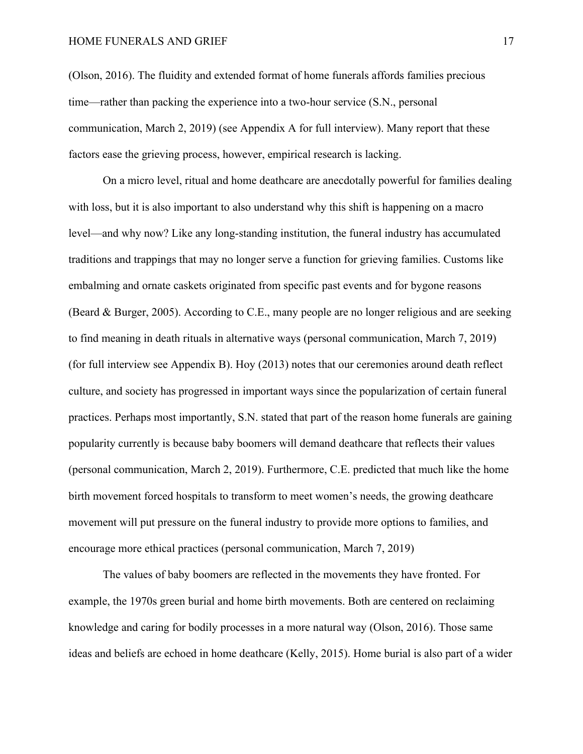(Olson, 2016). The fluidity and extended format of home funerals affords families precious time—rather than packing the experience into a two-hour service (S.N., personal communication, March 2, 2019) (see Appendix A for full interview). Many report that these factors ease the grieving process, however, empirical research is lacking.

On a micro level, ritual and home deathcare are anecdotally powerful for families dealing with loss, but it is also important to also understand why this shift is happening on a macro level—and why now? Like any long-standing institution, the funeral industry has accumulated traditions and trappings that may no longer serve a function for grieving families. Customs like embalming and ornate caskets originated from specific past events and for bygone reasons (Beard & Burger, 2005). According to C.E., many people are no longer religious and are seeking to find meaning in death rituals in alternative ways (personal communication, March 7, 2019) (for full interview see Appendix B). Hoy (2013) notes that our ceremonies around death reflect culture, and society has progressed in important ways since the popularization of certain funeral practices. Perhaps most importantly, S.N. stated that part of the reason home funerals are gaining popularity currently is because baby boomers will demand deathcare that reflects their values (personal communication, March 2, 2019). Furthermore, C.E. predicted that much like the home birth movement forced hospitals to transform to meet women's needs, the growing deathcare movement will put pressure on the funeral industry to provide more options to families, and encourage more ethical practices (personal communication, March 7, 2019)

The values of baby boomers are reflected in the movements they have fronted. For example, the 1970s green burial and home birth movements. Both are centered on reclaiming knowledge and caring for bodily processes in a more natural way (Olson, 2016). Those same ideas and beliefs are echoed in home deathcare (Kelly, 2015). Home burial is also part of a wider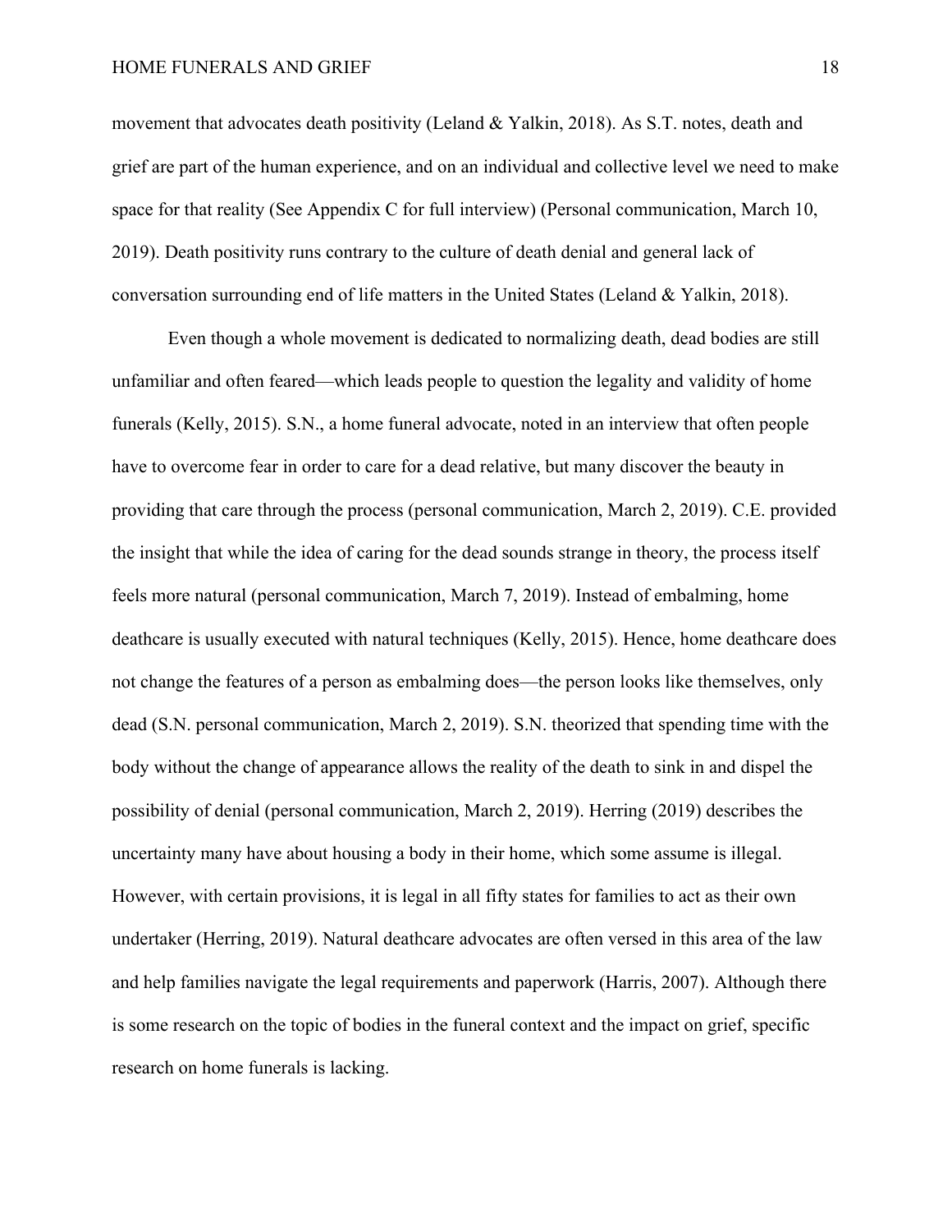movement that advocates death positivity (Leland & Yalkin, 2018). As S.T. notes, death and grief are part of the human experience, and on an individual and collective level we need to make space for that reality (See Appendix C for full interview) (Personal communication, March 10, 2019). Death positivity runs contrary to the culture of death denial and general lack of conversation surrounding end of life matters in the United States (Leland & Yalkin, 2018).

Even though a whole movement is dedicated to normalizing death, dead bodies are still unfamiliar and often feared—which leads people to question the legality and validity of home funerals (Kelly, 2015). S.N., a home funeral advocate, noted in an interview that often people have to overcome fear in order to care for a dead relative, but many discover the beauty in providing that care through the process (personal communication, March 2, 2019). C.E. provided the insight that while the idea of caring for the dead sounds strange in theory, the process itself feels more natural (personal communication, March 7, 2019). Instead of embalming, home deathcare is usually executed with natural techniques (Kelly, 2015). Hence, home deathcare does not change the features of a person as embalming does—the person looks like themselves, only dead (S.N. personal communication, March 2, 2019). S.N. theorized that spending time with the body without the change of appearance allows the reality of the death to sink in and dispel the possibility of denial (personal communication, March 2, 2019). Herring (2019) describes the uncertainty many have about housing a body in their home, which some assume is illegal. However, with certain provisions, it is legal in all fifty states for families to act as their own undertaker (Herring, 2019). Natural deathcare advocates are often versed in this area of the law and help families navigate the legal requirements and paperwork (Harris, 2007). Although there is some research on the topic of bodies in the funeral context and the impact on grief, specific research on home funerals is lacking.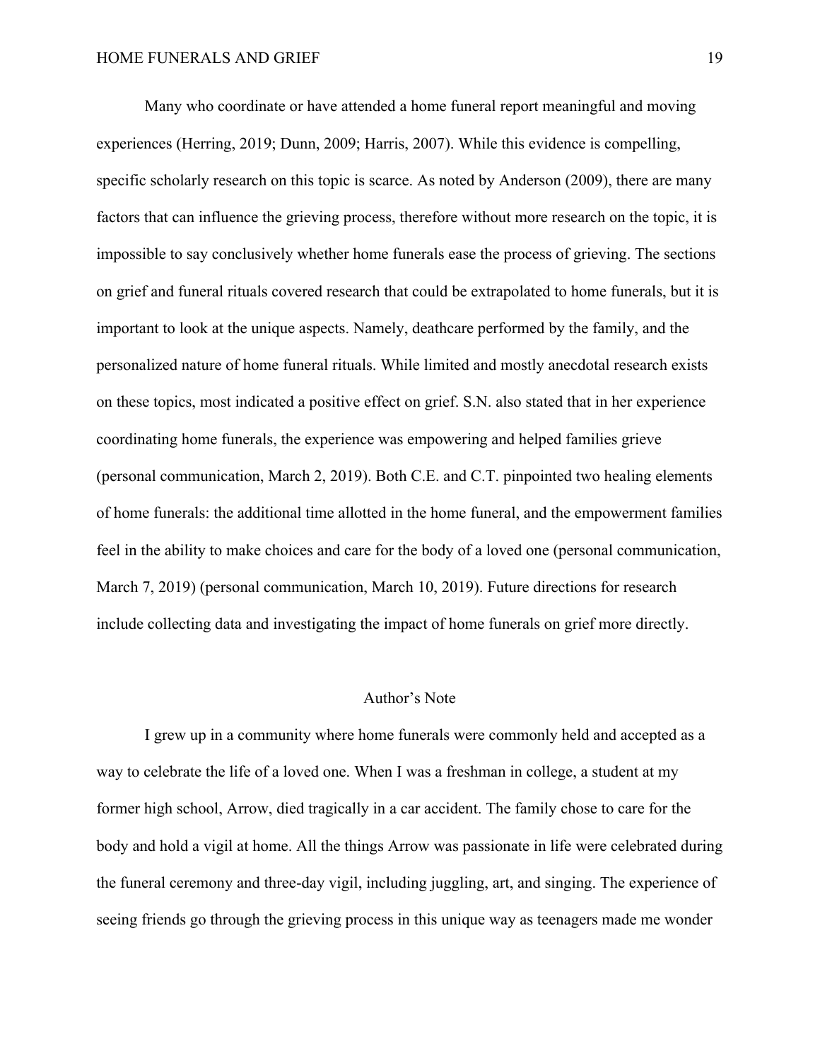Many who coordinate or have attended a home funeral report meaningful and moving experiences (Herring, 2019; Dunn, 2009; Harris, 2007). While this evidence is compelling, specific scholarly research on this topic is scarce. As noted by Anderson (2009), there are many factors that can influence the grieving process, therefore without more research on the topic, it is impossible to say conclusively whether home funerals ease the process of grieving. The sections on grief and funeral rituals covered research that could be extrapolated to home funerals, but it is important to look at the unique aspects. Namely, deathcare performed by the family, and the personalized nature of home funeral rituals. While limited and mostly anecdotal research exists on these topics, most indicated a positive effect on grief. S.N. also stated that in her experience coordinating home funerals, the experience was empowering and helped families grieve (personal communication, March 2, 2019). Both C.E. and C.T. pinpointed two healing elements of home funerals: the additional time allotted in the home funeral, and the empowerment families feel in the ability to make choices and care for the body of a loved one (personal communication, March 7, 2019) (personal communication, March 10, 2019). Future directions for research include collecting data and investigating the impact of home funerals on grief more directly.

## Author's Note

I grew up in a community where home funerals were commonly held and accepted as a way to celebrate the life of a loved one. When I was a freshman in college, a student at my former high school, Arrow, died tragically in a car accident. The family chose to care for the body and hold a vigil at home. All the things Arrow was passionate in life were celebrated during the funeral ceremony and three-day vigil, including juggling, art, and singing. The experience of seeing friends go through the grieving process in this unique way as teenagers made me wonder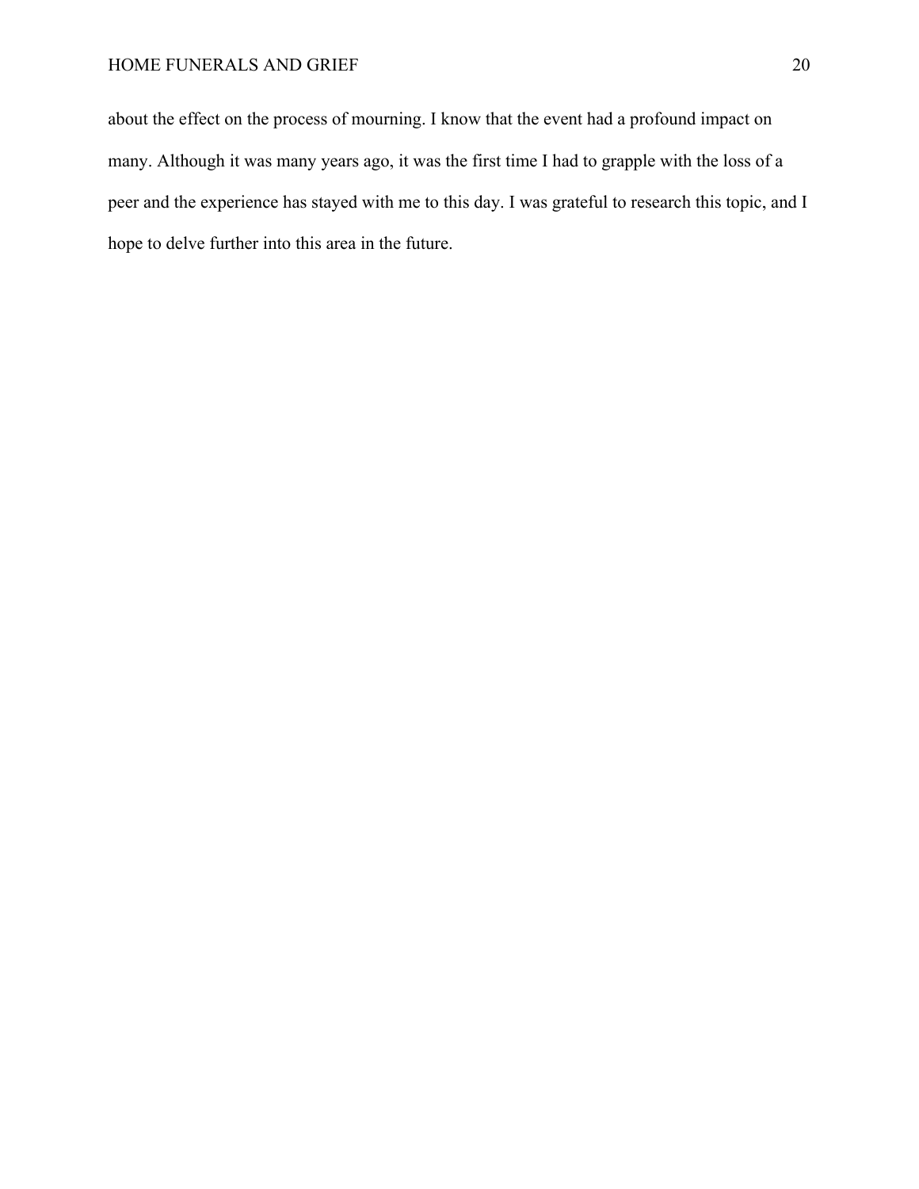about the effect on the process of mourning. I know that the event had a profound impact on many. Although it was many years ago, it was the first time I had to grapple with the loss of a peer and the experience has stayed with me to this day. I was grateful to research this topic, and I hope to delve further into this area in the future.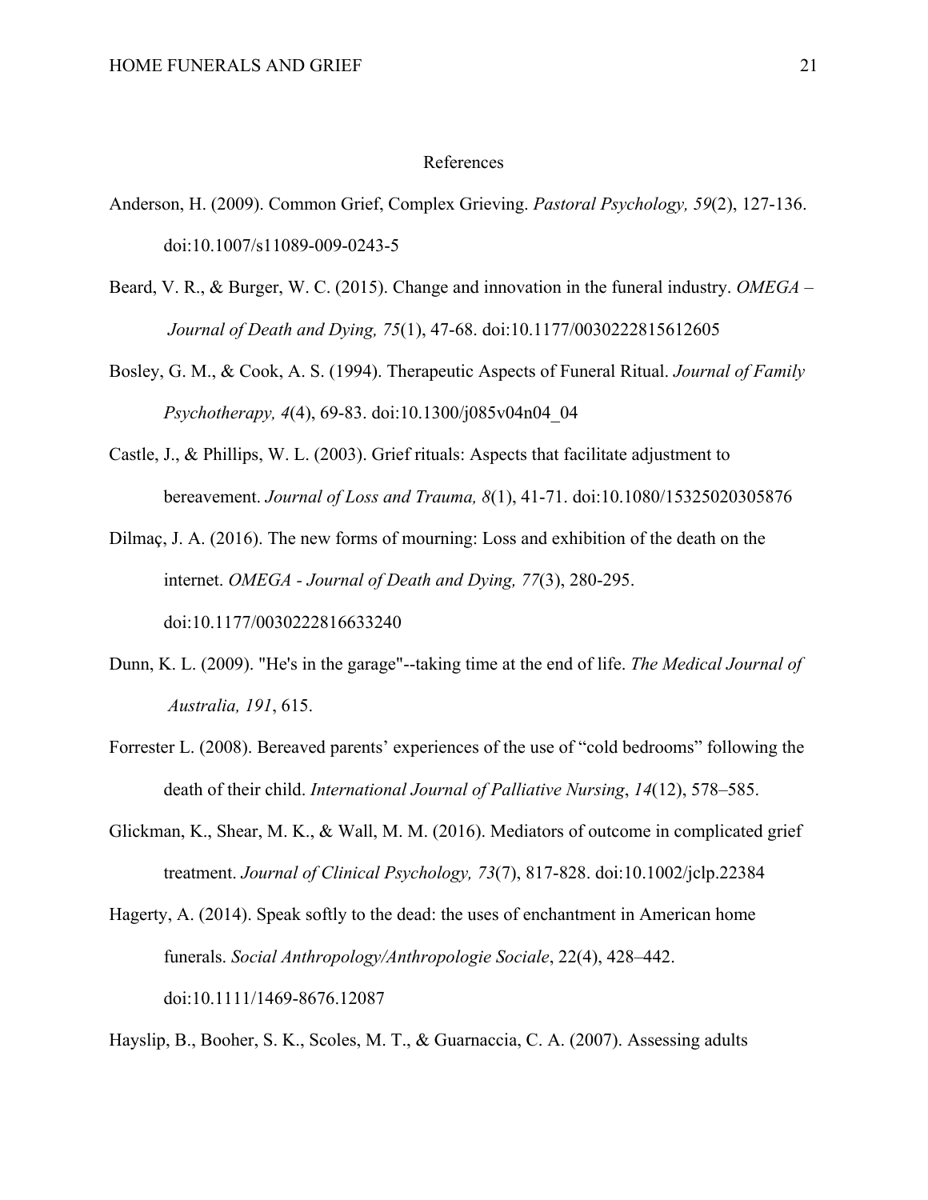# References

Anderson, H. (2009). Common Grief, Complex Grieving. *Pastoral Psychology, 59*(2), 127-136. doi:10.1007/s11089-009-0243-5

Beard, V. R., & Burger, W. C. (2015). Change and innovation in the funeral industry. *OMEGA – Journal of Death and Dying, 75*(1), 47-68. doi:10.1177/0030222815612605

Bosley, G. M., & Cook, A. S. (1994). Therapeutic Aspects of Funeral Ritual. *Journal of Family Psychotherapy, 4*(4), 69-83. doi:10.1300/j085v04n04_04

Castle, J., & Phillips, W. L. (2003). Grief rituals: Aspects that facilitate adjustment to bereavement. *Journal of Loss and Trauma, 8*(1), 41-71. doi:10.1080/15325020305876

Dilmaç, J. A. (2016). The new forms of mourning: Loss and exhibition of the death on the internet. *OMEGA - Journal of Death and Dying, 77*(3), 280-295. doi:10.1177/0030222816633240

Dunn, K. L. (2009). "He's in the garage"--taking time at the end of life. *The Medical Journal of Australia, 191*, 615.

Forrester L. (2008). Bereaved parents' experiences of the use of "cold bedrooms" following the death of their child. *International Journal of Palliative Nursing*, *14*(12), 578–585.

Glickman, K., Shear, M. K., & Wall, M. M. (2016). Mediators of outcome in complicated grief treatment. *Journal of Clinical Psychology, 73*(7), 817-828. doi:10.1002/jclp.22384

Hagerty, A. (2014). Speak softly to the dead: the uses of enchantment in American home funerals. *Social Anthropology/Anthropologie Sociale*, 22(4), 428–442. doi:10.1111/1469-8676.12087

Hayslip, B., Booher, S. K., Scoles, M. T., & Guarnaccia, C. A. (2007). Assessing adults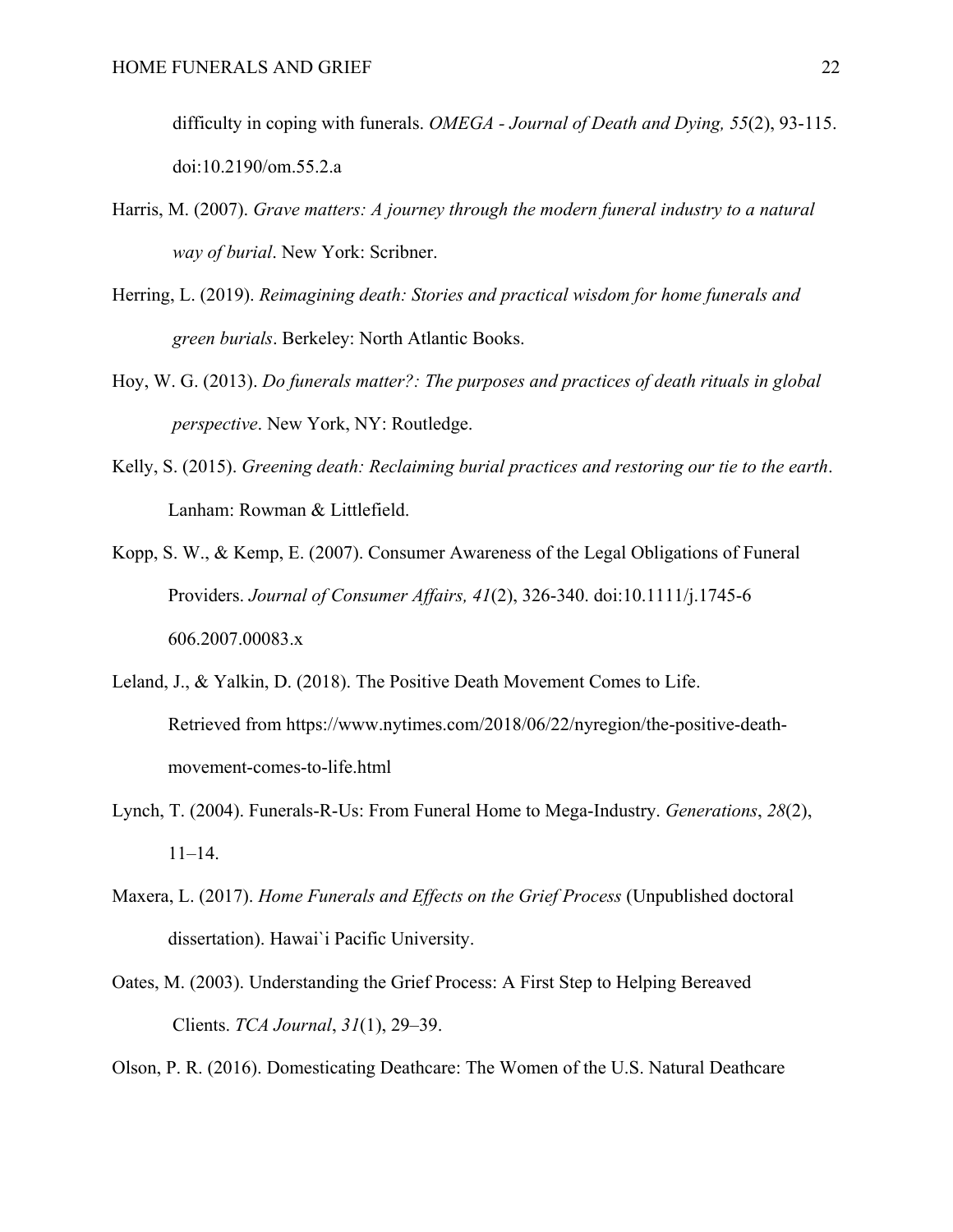difficulty in coping with funerals. *OMEGA - Journal of Death and Dying, 55*(2), 93-115. doi:10.2190/om.55.2.a

Harris, M. (2007). *Grave matters: A journey through the modern funeral industry to a natural way of burial*. New York: Scribner.

Herring, L. (2019). *Reimagining death: Stories and practical wisdom for home funerals and green burials*. Berkeley: North Atlantic Books.

Hoy, W. G. (2013). *Do funerals matter?: The purposes and practices of death rituals in global perspective*. New York, NY: Routledge.

Kelly, S. (2015). *Greening death: Reclaiming burial practices and restoring our tie to the earth*. Lanham: Rowman & Littlefield.

Kopp, S. W., & Kemp, E. (2007). Consumer Awareness of the Legal Obligations of Funeral Providers. *Journal of Consumer Affairs, 41*(2), 326-340. doi:10.1111/j.1745-6 606.2007.00083.x

Leland, J., & Yalkin, D. (2018). The Positive Death Movement Comes to Life. Retrieved from https://www.nytimes.com/2018/06/22/nyregion/the-positive-death-movement-comes-to-life.html

Lynch, T. (2004). Funerals-R-Us: From Funeral Home to Mega-Industry. *Generations*, *28*(2), 11–14.

Maxera, L. (2017). *Home Funerals and Effects on the Grief Process* (Unpublished doctoral dissertation). Hawai`i Pacific University.

Oates, M. (2003). Understanding the Grief Process: A First Step to Helping Bereaved Clients. *TCA Journal*, *31*(1), 29–39.

Olson, P. R. (2016). Domesticating Deathcare: The Women of the U.S. Natural Deathcare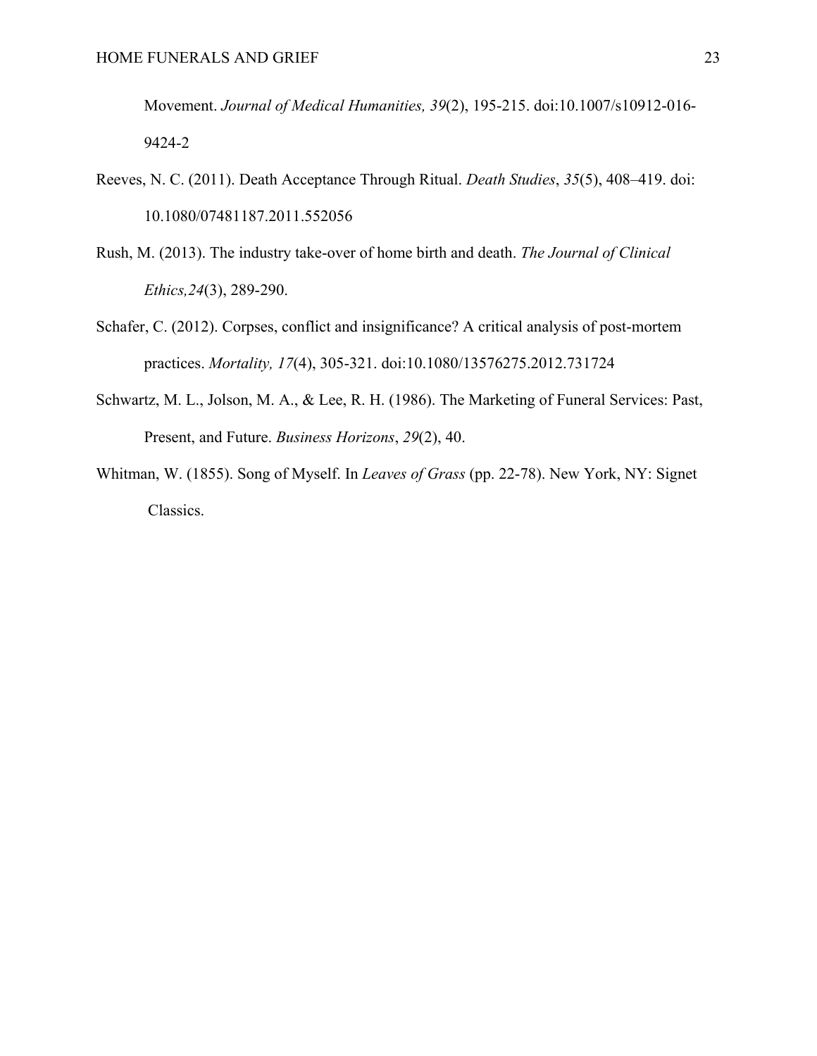Movement. *Journal of Medical Humanities, 39*(2), 195-215. doi:10.1007/s10912-016-9424-2

Reeves, N. C. (2011). Death Acceptance Through Ritual. *Death Studies*, *35*(5), 408–419. doi: 10.1080/07481187.2011.552056

Rush, M. (2013). The industry take-over of home birth and death. *The Journal of Clinical Ethics,24*(3), 289-290.

Schafer, C. (2012). Corpses, conflict and insignificance? A critical analysis of post-mortem practices. *Mortality, 17*(4), 305-321. doi:10.1080/13576275.2012.731724

Schwartz, M. L., Jolson, M. A., & Lee, R. H. (1986). The Marketing of Funeral Services: Past, Present, and Future. *Business Horizons*, *29*(2), 40.

Whitman, W. (1855). Song of Myself. In *Leaves of Grass* (pp. 22-78). New York, NY: Signet Classics.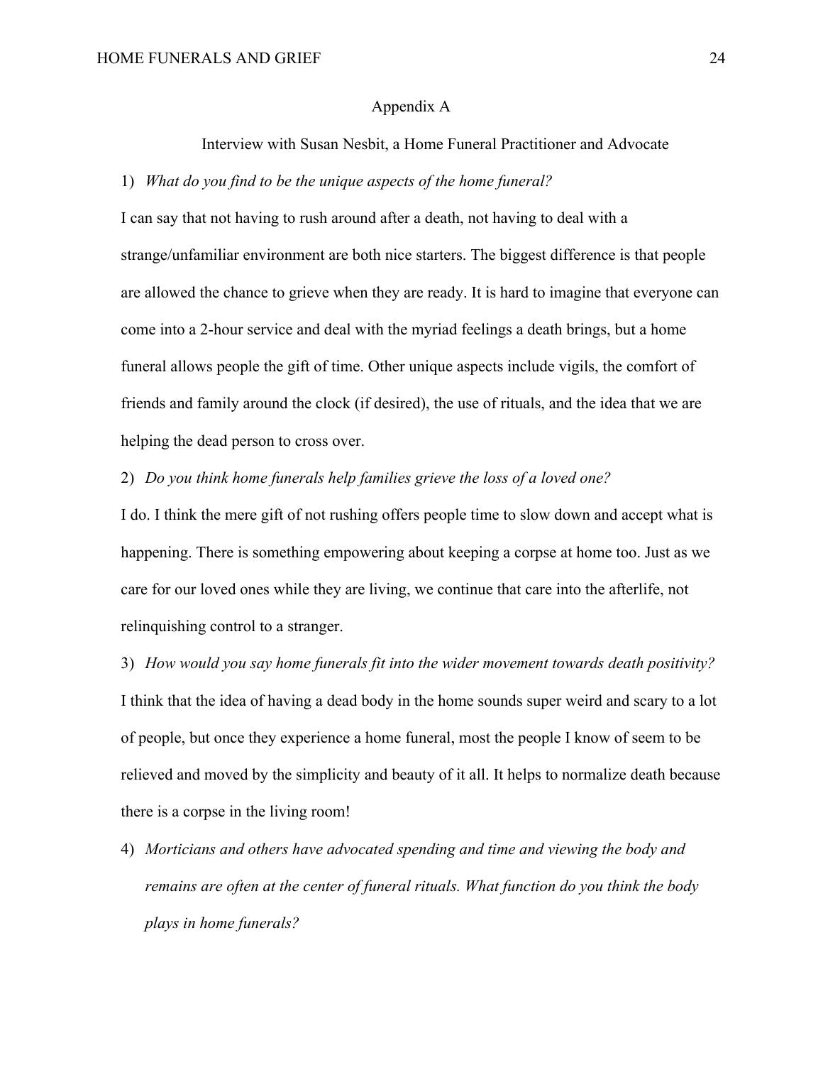## Appendix A

### Interview with Susan Nesbit, a Home Funeral Practitioner and Advocate

1) *What do you find to be the unique aspects of the home funeral?*

I can say that not having to rush around after a death, not having to deal with a strange/unfamiliar environment are both nice starters. The biggest difference is that people are allowed the chance to grieve when they are ready. It is hard to imagine that everyone can come into a 2-hour service and deal with the myriad feelings a death brings, but a home funeral allows people the gift of time. Other unique aspects include vigils, the comfort of friends and family around the clock (if desired), the use of rituals, and the idea that we are helping the dead person to cross over.

2) *Do you think home funerals help families grieve the loss of a loved one?*

I do. I think the mere gift of not rushing offers people time to slow down and accept what is happening. There is something empowering about keeping a corpse at home too. Just as we care for our loved ones while they are living, we continue that care into the afterlife, not relinquishing control to a stranger.

3) *How would you say home funerals fit into the wider movement towards death positivity?*

I think that the idea of having a dead body in the home sounds super weird and scary to a lot of people, but once they experience a home funeral, most the people I know of seem to be relieved and moved by the simplicity and beauty of it all. It helps to normalize death because there is a corpse in the living room!

4) *Morticians and others have advocated spending and time and viewing the body and remains are often at the center of funeral rituals. What function do you think the body plays in home funerals?*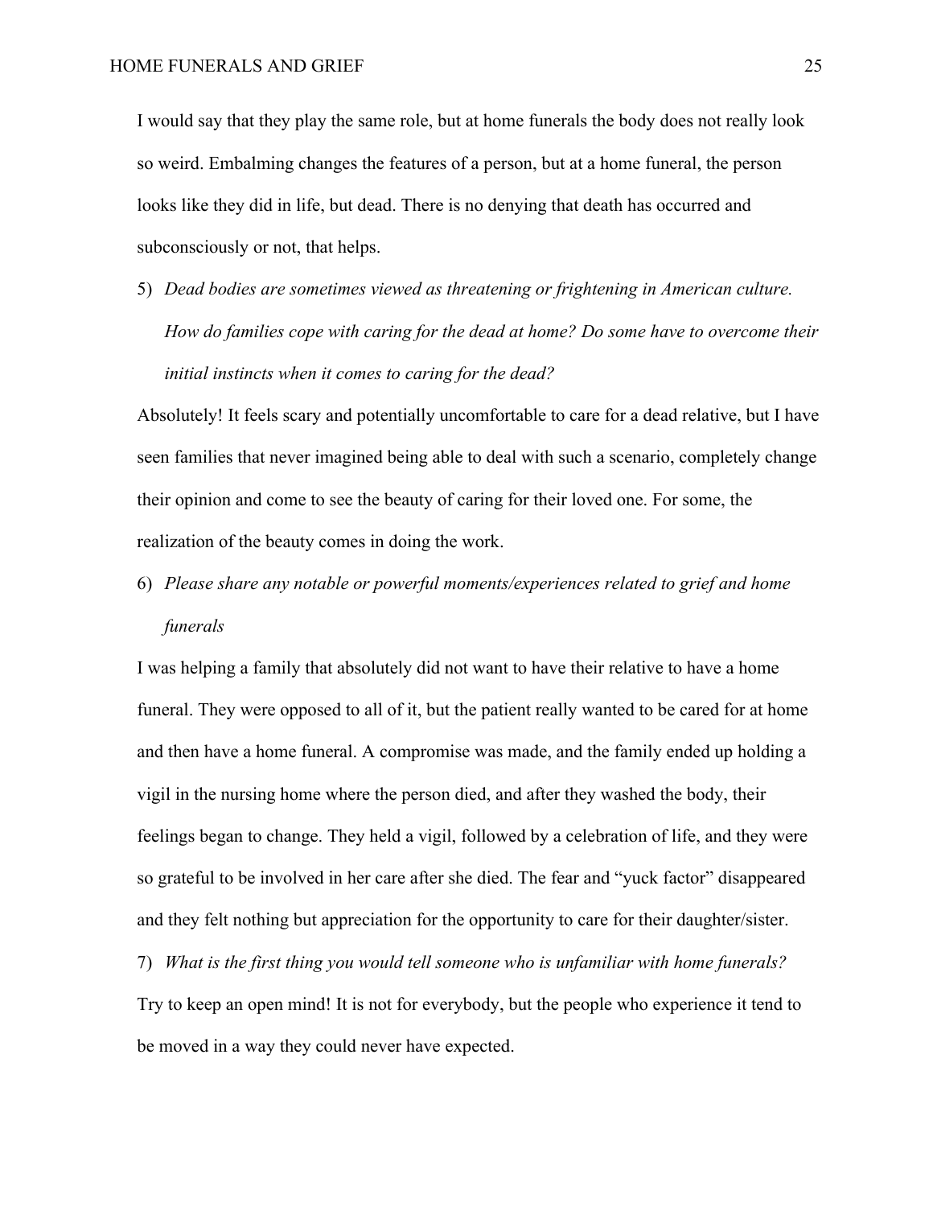I would say that they play the same role, but at home funerals the body does not really look so weird. Embalming changes the features of a person, but at a home funeral, the person looks like they did in life, but dead. There is no denying that death has occurred and subconsciously or not, that helps.

5) *Dead bodies are sometimes viewed as threatening or frightening in American culture. How do families cope with caring for the dead at home? Do some have to overcome their initial instincts when it comes to caring for the dead?*

Absolutely! It feels scary and potentially uncomfortable to care for a dead relative, but I have seen families that never imagined being able to deal with such a scenario, completely change their opinion and come to see the beauty of caring for their loved one. For some, the realization of the beauty comes in doing the work.

6) *Please share any notable or powerful moments/experiences related to grief and home funerals*

I was helping a family that absolutely did not want to have their relative to have a home funeral. They were opposed to all of it, but the patient really wanted to be cared for at home and then have a home funeral. A compromise was made, and the family ended up holding a vigil in the nursing home where the person died, and after they washed the body, their feelings began to change. They held a vigil, followed by a celebration of life, and they were so grateful to be involved in her care after she died. The fear and "yuck factor" disappeared and they felt nothing but appreciation for the opportunity to care for their daughter/sister.

7) *What is the first thing you would tell someone who is unfamiliar with home funerals?*

Try to keep an open mind! It is not for everybody, but the people who experience it tend to be moved in a way they could never have expected.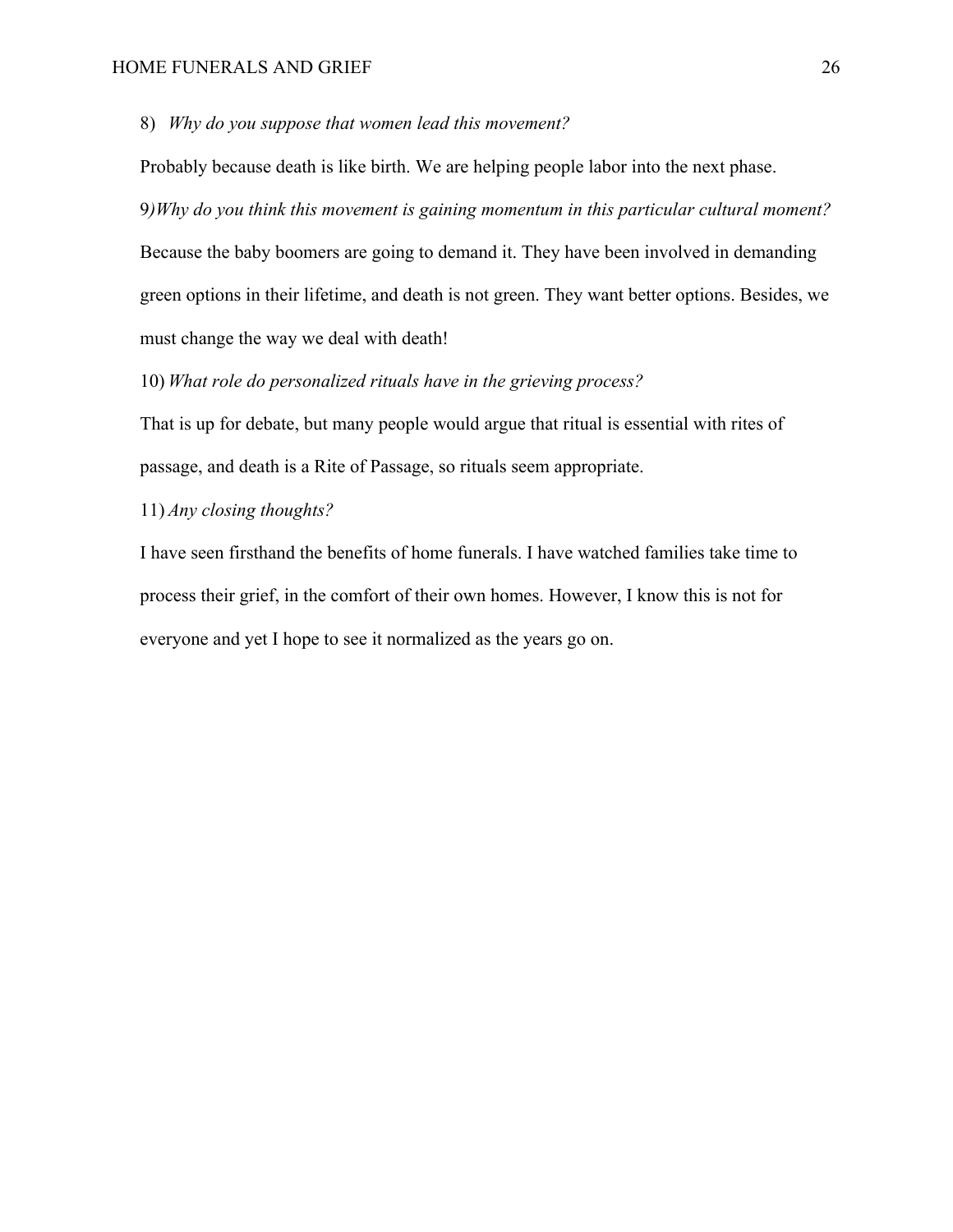8) *Why do you suppose that women lead this movement?*

Probably because death is like birth. We are helping people labor into the next phase.

9*)Why do you think this movement is gaining momentum in this particular cultural moment?*

Because the baby boomers are going to demand it. They have been involved in demanding green options in their lifetime, and death is not green. They want better options. Besides, we must change the way we deal with death!

10) *What role do personalized rituals have in the grieving process?*

That is up for debate, but many people would argue that ritual is essential with rites of passage, and death is a Rite of Passage, so rituals seem appropriate.

11) *Any closing thoughts?*

I have seen firsthand the benefits of home funerals. I have watched families take time to process their grief, in the comfort of their own homes. However, I know this is not for everyone and yet I hope to see it normalized as the years go on.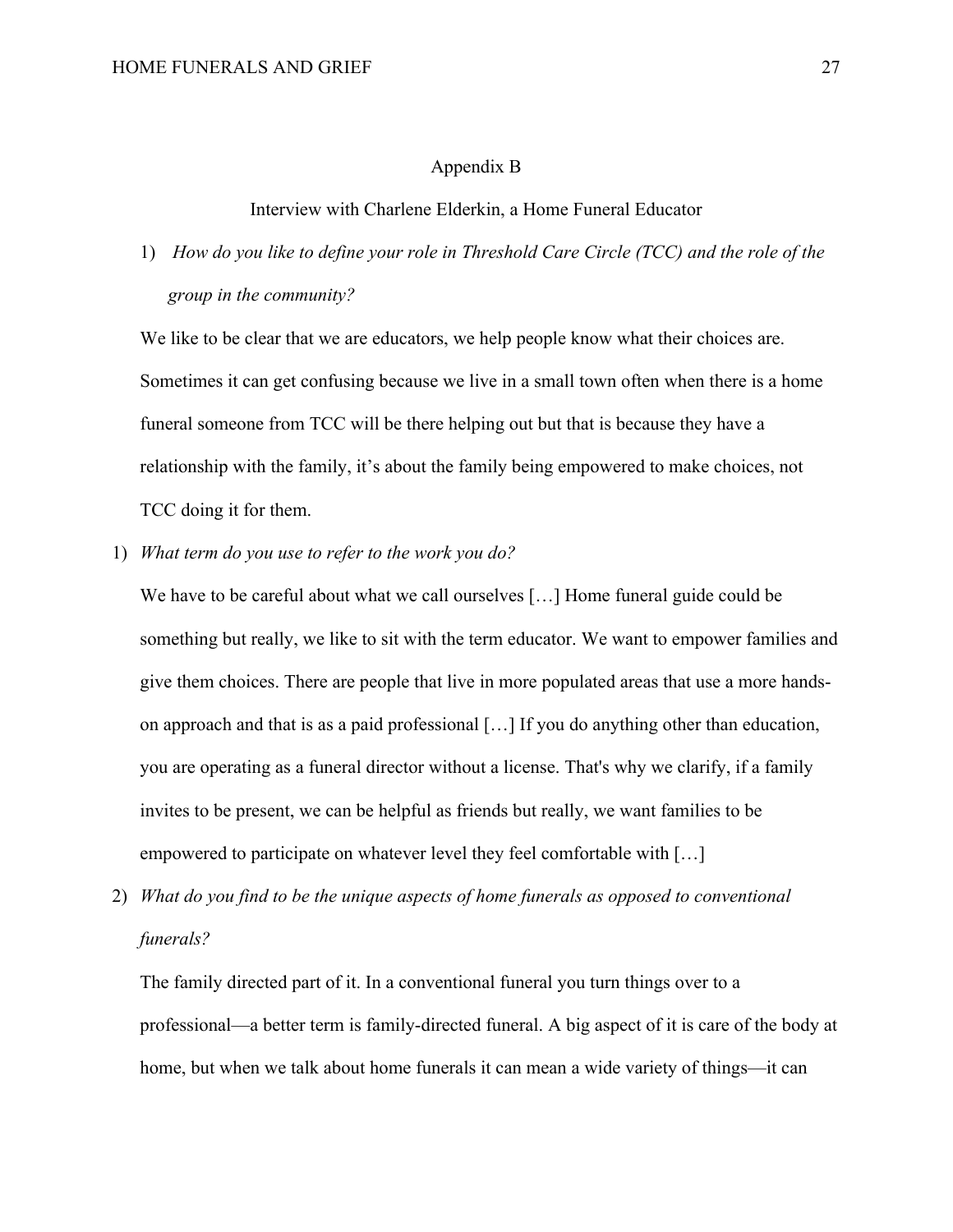Appendix B

Interview with Charlene Elderkin, a Home Funeral Educator

1) *How do you like to define your role in Threshold Care Circle (TCC) and the role of the group in the community?*

We like to be clear that we are educators, we help people know what their choices are. Sometimes it can get confusing because we live in a small town often when there is a home funeral someone from TCC will be there helping out but that is because they have a relationship with the family, it's about the family being empowered to make choices, not TCC doing it for them.

1) *What term do you use to refer to the work you do?*

We have to be careful about what we call ourselves […] Home funeral guide could be something but really, we like to sit with the term educator. We want to empower families and give them choices. There are people that live in more populated areas that use a more hands-on approach and that is as a paid professional […] If you do anything other than education, you are operating as a funeral director without a license. That's why we clarify, if a family invites to be present, we can be helpful as friends but really, we want families to be empowered to participate on whatever level they feel comfortable with […]

2) *What do you find to be the unique aspects of home funerals as opposed to conventional funerals?*

The family directed part of it. In a conventional funeral you turn things over to a professional—a better term is family-directed funeral. A big aspect of it is care of the body at home, but when we talk about home funerals it can mean a wide variety of things—it can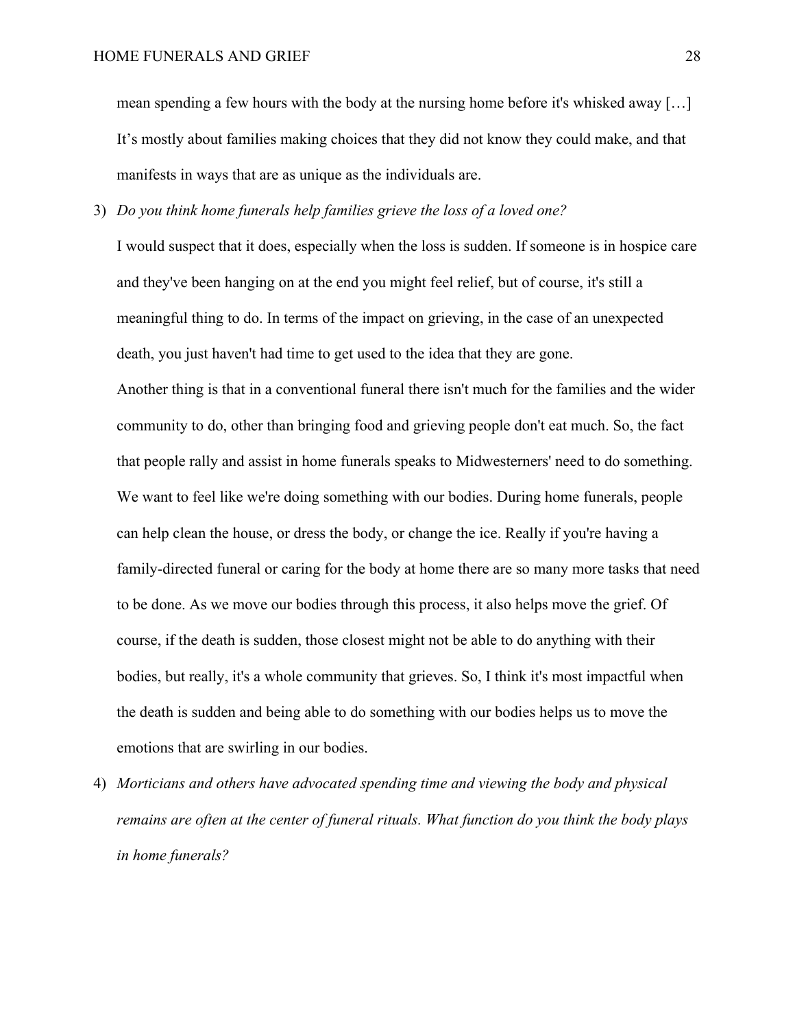mean spending a few hours with the body at the nursing home before it's whisked away […] It's mostly about families making choices that they did not know they could make, and that manifests in ways that are as unique as the individuals are.

3) *Do you think home funerals help families grieve the loss of a loved one?*

   I would suspect that it does, especially when the loss is sudden. If someone is in hospice care and they've been hanging on at the end you might feel relief, but of course, it's still a meaningful thing to do. In terms of the impact on grieving, in the case of an unexpected death, you just haven't had time to get used to the idea that they are gone.

   Another thing is that in a conventional funeral there isn't much for the families and the wider community to do, other than bringing food and grieving people don't eat much. So, the fact that people rally and assist in home funerals speaks to Midwesterners' need to do something. We want to feel like we're doing something with our bodies. During home funerals, people can help clean the house, or dress the body, or change the ice. Really if you're having a family-directed funeral or caring for the body at home there are so many more tasks that need to be done. As we move our bodies through this process, it also helps move the grief. Of course, if the death is sudden, those closest might not be able to do anything with their bodies, but really, it's a whole community that grieves. So, I think it's most impactful when the death is sudden and being able to do something with our bodies helps us to move the emotions that are swirling in our bodies.

4) *Morticians and others have advocated spending time and viewing the body and physical remains are often at the center of funeral rituals. What function do you think the body plays in home funerals?*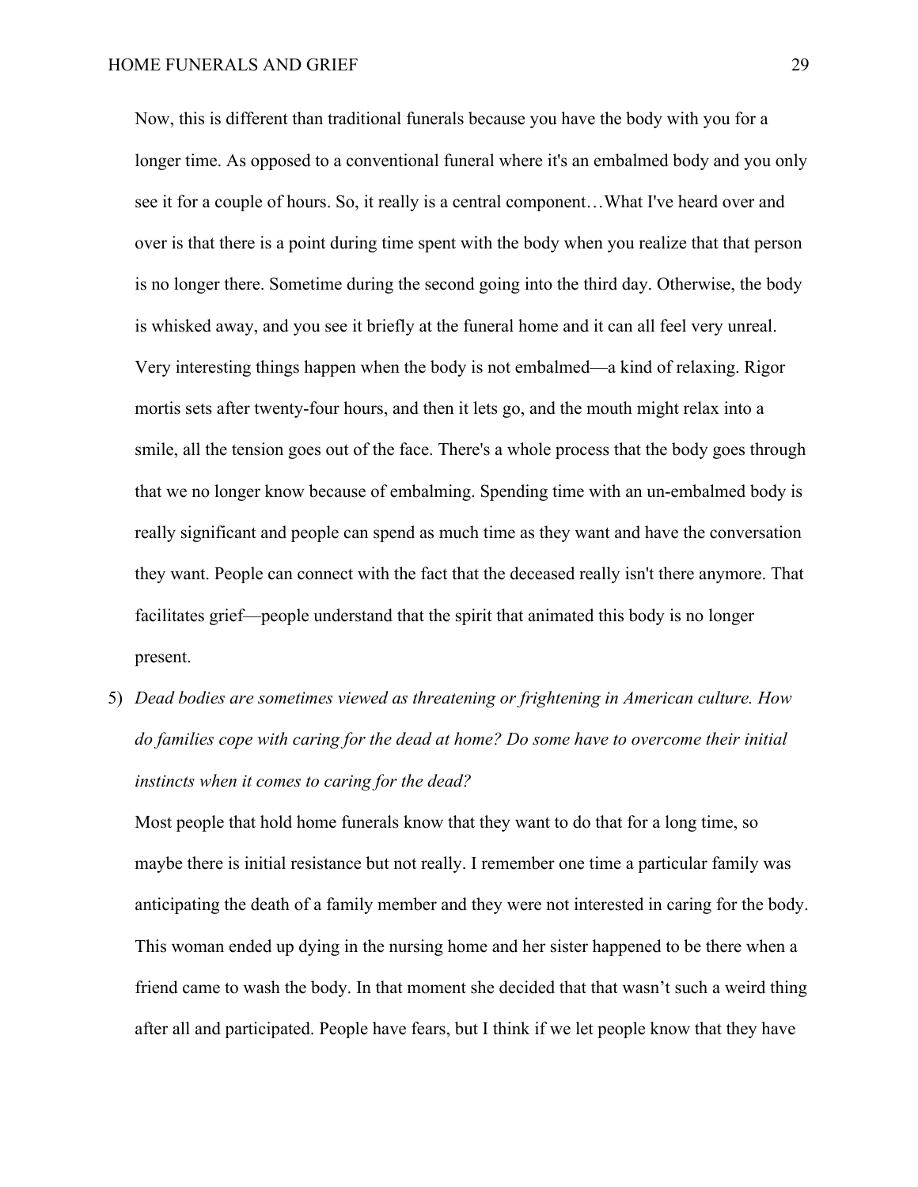Now, this is different than traditional funerals because you have the body with you for a longer time. As opposed to a conventional funeral where it's an embalmed body and you only see it for a couple of hours. So, it really is a central component…What I've heard over and over is that there is a point during time spent with the body when you realize that that person is no longer there. Sometime during the second going into the third day. Otherwise, the body is whisked away, and you see it briefly at the funeral home and it can all feel very unreal. Very interesting things happen when the body is not embalmed—a kind of relaxing. Rigor mortis sets after twenty-four hours, and then it lets go, and the mouth might relax into a smile, all the tension goes out of the face. There's a whole process that the body goes through that we no longer know because of embalming. Spending time with an un-embalmed body is really significant and people can spend as much time as they want and have the conversation they want. People can connect with the fact that the deceased really isn't there anymore. That facilitates grief—people understand that the spirit that animated this body is no longer present.

5) *Dead bodies are sometimes viewed as threatening or frightening in American culture. How do families cope with caring for the dead at home? Do some have to overcome their initial instincts when it comes to caring for the dead?*

   Most people that hold home funerals know that they want to do that for a long time, so maybe there is initial resistance but not really. I remember one time a particular family was anticipating the death of a family member and they were not interested in caring for the body. This woman ended up dying in the nursing home and her sister happened to be there when a friend came to wash the body. In that moment she decided that that wasn't such a weird thing after all and participated. People have fears, but I think if we let people know that they have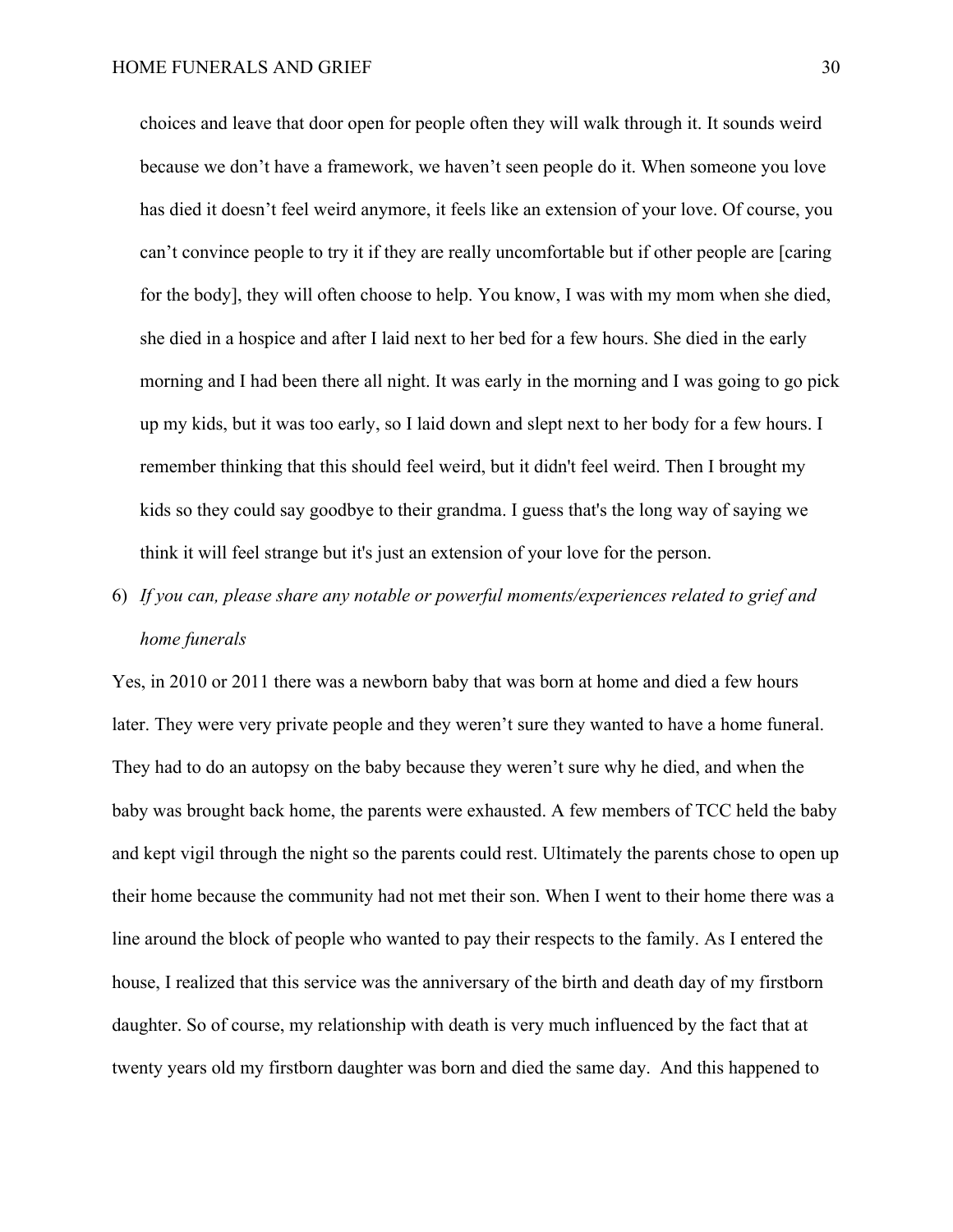choices and leave that door open for people often they will walk through it. It sounds weird because we don't have a framework, we haven't seen people do it. When someone you love has died it doesn't feel weird anymore, it feels like an extension of your love. Of course, you can't convince people to try it if they are really uncomfortable but if other people are [caring for the body], they will often choose to help. You know, I was with my mom when she died, she died in a hospice and after I laid next to her bed for a few hours. She died in the early morning and I had been there all night. It was early in the morning and I was going to go pick up my kids, but it was too early, so I laid down and slept next to her body for a few hours. I remember thinking that this should feel weird, but it didn't feel weird. Then I brought my kids so they could say goodbye to their grandma. I guess that's the long way of saying we think it will feel strange but it's just an extension of your love for the person.

6) *If you can, please share any notable or powerful moments/experiences related to grief and home funerals*

Yes, in 2010 or 2011 there was a newborn baby that was born at home and died a few hours later. They were very private people and they weren't sure they wanted to have a home funeral. They had to do an autopsy on the baby because they weren't sure why he died, and when the baby was brought back home, the parents were exhausted. A few members of TCC held the baby and kept vigil through the night so the parents could rest. Ultimately the parents chose to open up their home because the community had not met their son. When I went to their home there was a line around the block of people who wanted to pay their respects to the family. As I entered the house, I realized that this service was the anniversary of the birth and death day of my firstborn daughter. So of course, my relationship with death is very much influenced by the fact that at twenty years old my firstborn daughter was born and died the same day. And this happened to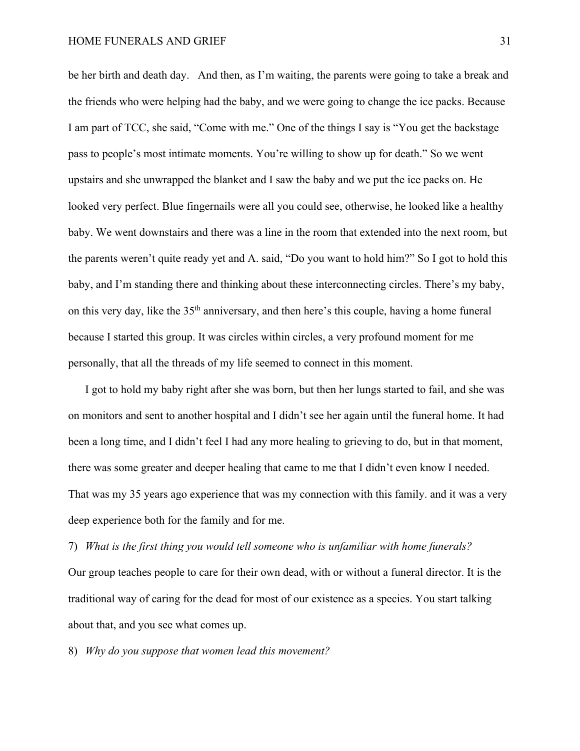be her birth and death day.   And then, as I'm waiting, the parents were going to take a break and the friends who were helping had the baby, and we were going to change the ice packs. Because I am part of TCC, she said, "Come with me." One of the things I say is "You get the backstage pass to people's most intimate moments. You're willing to show up for death." So we went upstairs and she unwrapped the blanket and I saw the baby and we put the ice packs on. He looked very perfect. Blue fingernails were all you could see, otherwise, he looked like a healthy baby. We went downstairs and there was a line in the room that extended into the next room, but the parents weren't quite ready yet and A. said, "Do you want to hold him?" So I got to hold this baby, and I'm standing there and thinking about these interconnecting circles. There's my baby, on this very day, like the 35th anniversary, and then here's this couple, having a home funeral because I started this group. It was circles within circles, a very profound moment for me personally, that all the threads of my life seemed to connect in this moment.

I got to hold my baby right after she was born, but then her lungs started to fail, and she was on monitors and sent to another hospital and I didn't see her again until the funeral home. It had been a long time, and I didn't feel I had any more healing to grieving to do, but in that moment, there was some greater and deeper healing that came to me that I didn't even know I needed. That was my 35 years ago experience that was my connection with this family. and it was a very deep experience both for the family and for me.

7) *What is the first thing you would tell someone who is unfamiliar with home funerals?*

Our group teaches people to care for their own dead, with or without a funeral director. It is the traditional way of caring for the dead for most of our existence as a species. You start talking about that, and you see what comes up.

8) *Why do you suppose that women lead this movement?*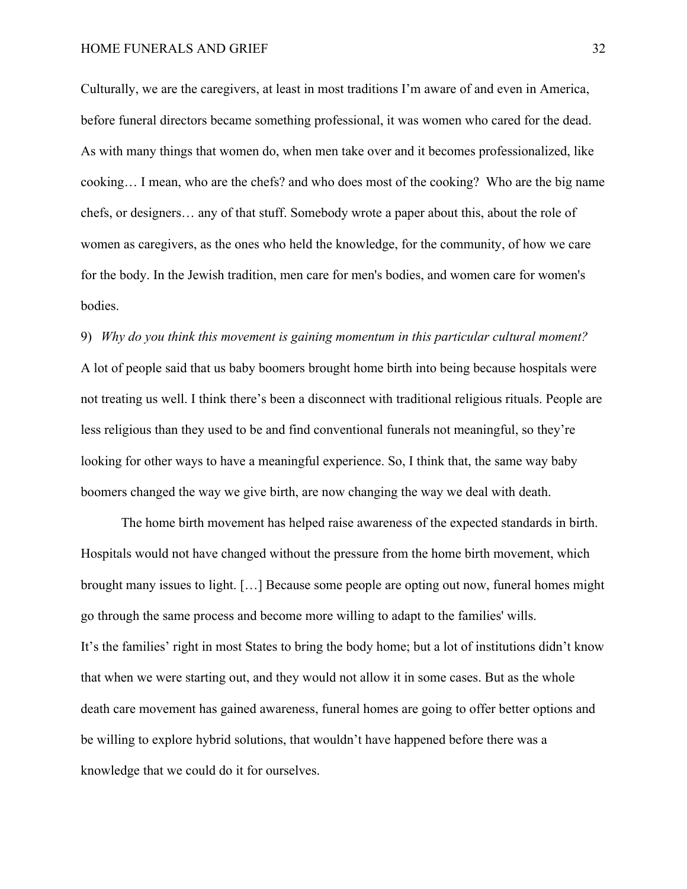Culturally, we are the caregivers, at least in most traditions I'm aware of and even in America, before funeral directors became something professional, it was women who cared for the dead. As with many things that women do, when men take over and it becomes professionalized, like cooking… I mean, who are the chefs? and who does most of the cooking? Who are the big name chefs, or designers… any of that stuff. Somebody wrote a paper about this, about the role of women as caregivers, as the ones who held the knowledge, for the community, of how we care for the body. In the Jewish tradition, men care for men's bodies, and women care for women's bodies.

9) *Why do you think this movement is gaining momentum in this particular cultural moment?*

A lot of people said that us baby boomers brought home birth into being because hospitals were not treating us well. I think there's been a disconnect with traditional religious rituals. People are less religious than they used to be and find conventional funerals not meaningful, so they're looking for other ways to have a meaningful experience. So, I think that, the same way baby boomers changed the way we give birth, are now changing the way we deal with death.

The home birth movement has helped raise awareness of the expected standards in birth. Hospitals would not have changed without the pressure from the home birth movement, which brought many issues to light. […] Because some people are opting out now, funeral homes might go through the same process and become more willing to adapt to the families' wills.

It's the families' right in most States to bring the body home; but a lot of institutions didn't know that when we were starting out, and they would not allow it in some cases. But as the whole death care movement has gained awareness, funeral homes are going to offer better options and be willing to explore hybrid solutions, that wouldn't have happened before there was a knowledge that we could do it for ourselves.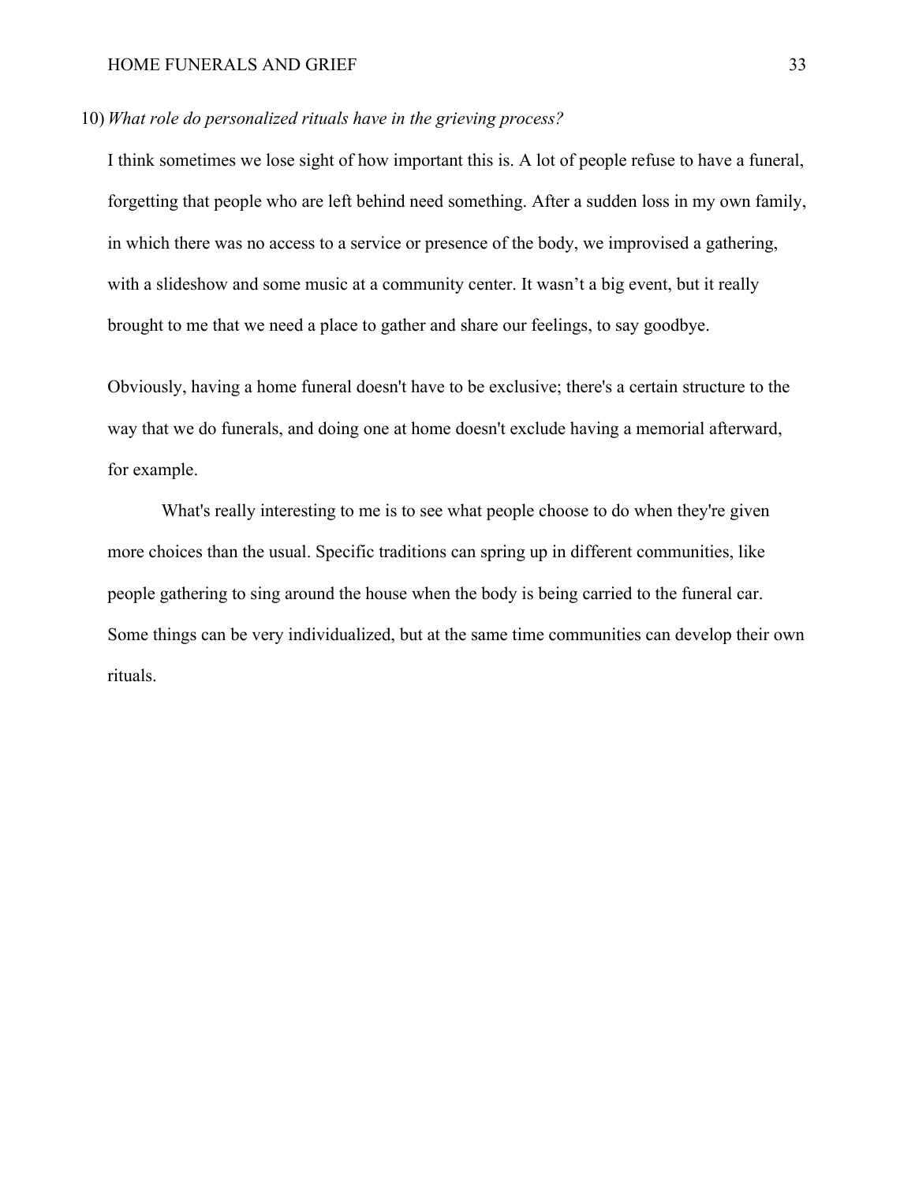10) *What role do personalized rituals have in the grieving process?*

I think sometimes we lose sight of how important this is. A lot of people refuse to have a funeral, forgetting that people who are left behind need something. After a sudden loss in my own family, in which there was no access to a service or presence of the body, we improvised a gathering, with a slideshow and some music at a community center. It wasn't a big event, but it really brought to me that we need a place to gather and share our feelings, to say goodbye.

Obviously, having a home funeral doesn't have to be exclusive; there's a certain structure to the way that we do funerals, and doing one at home doesn't exclude having a memorial afterward, for example.

What's really interesting to me is to see what people choose to do when they're given more choices than the usual. Specific traditions can spring up in different communities, like people gathering to sing around the house when the body is being carried to the funeral car. Some things can be very individualized, but at the same time communities can develop their own rituals.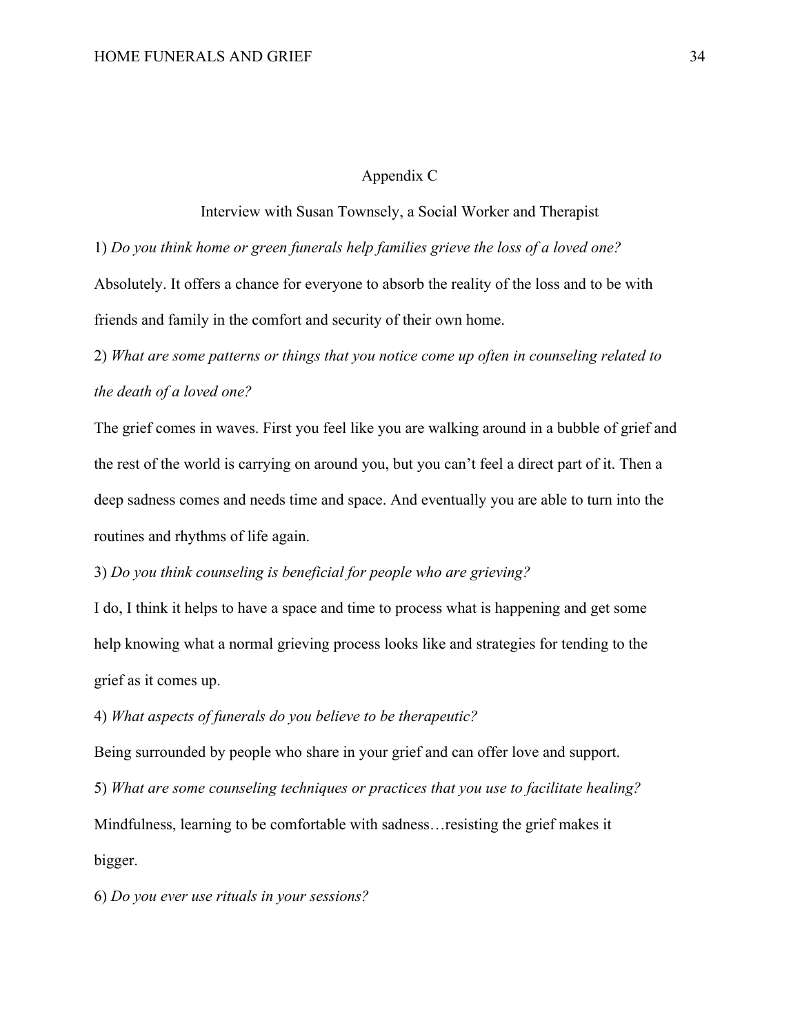## Appendix C

### Interview with Susan Townsely, a Social Worker and Therapist

1) *Do you think home or green funerals help families grieve the loss of a loved one?*

Absolutely. It offers a chance for everyone to absorb the reality of the loss and to be with friends and family in the comfort and security of their own home.

2) *What are some patterns or things that you notice come up often in counseling related to the death of a loved one?*

The grief comes in waves. First you feel like you are walking around in a bubble of grief and the rest of the world is carrying on around you, but you can't feel a direct part of it. Then a deep sadness comes and needs time and space. And eventually you are able to turn into the routines and rhythms of life again.

3) *Do you think counseling is beneficial for people who are grieving?*

I do, I think it helps to have a space and time to process what is happening and get some help knowing what a normal grieving process looks like and strategies for tending to the grief as it comes up.

4) *What aspects of funerals do you believe to be therapeutic?*

Being surrounded by people who share in your grief and can offer love and support.

5) *What are some counseling techniques or practices that you use to facilitate healing?*

Mindfulness, learning to be comfortable with sadness…resisting the grief makes it bigger.

6) *Do you ever use rituals in your sessions?*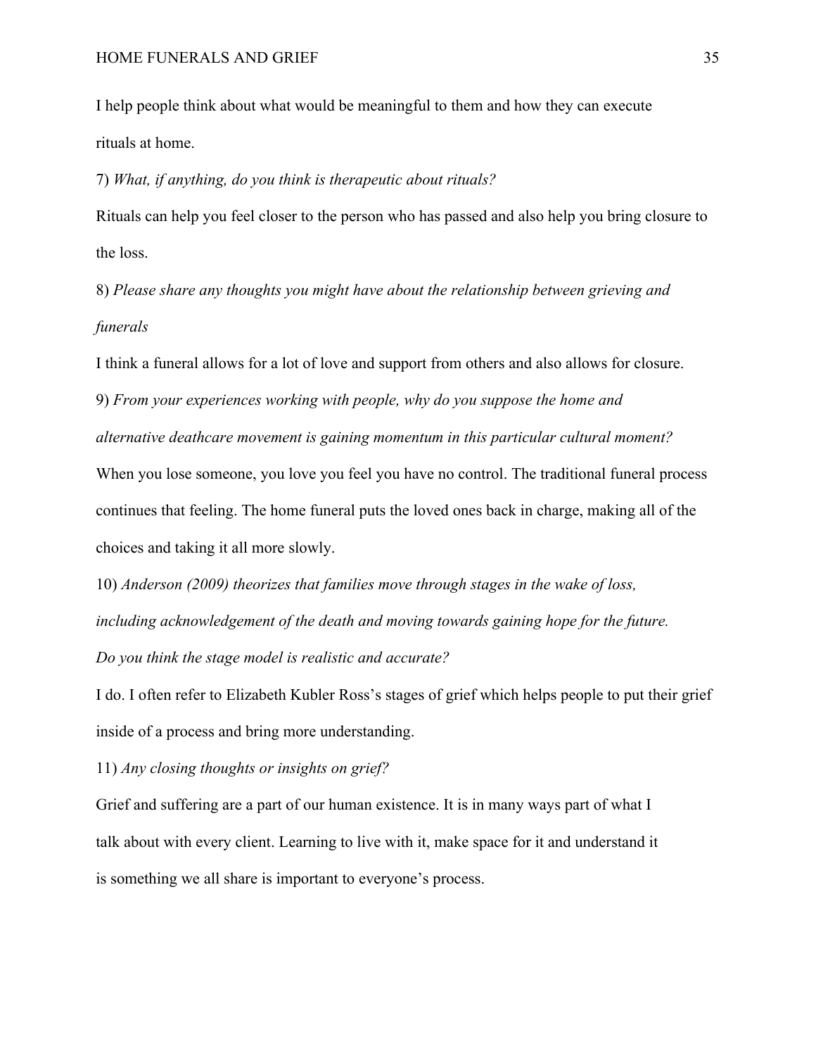I help people think about what would be meaningful to them and how they can execute rituals at home.

7) *What, if anything, do you think is therapeutic about rituals?*

Rituals can help you feel closer to the person who has passed and also help you bring closure to the loss.

8) *Please share any thoughts you might have about the relationship between grieving and funerals*

I think a funeral allows for a lot of love and support from others and also allows for closure.

9) *From your experiences working with people, why do you suppose the home and alternative deathcare movement is gaining momentum in this particular cultural moment?*

When you lose someone, you love you feel you have no control. The traditional funeral process continues that feeling. The home funeral puts the loved ones back in charge, making all of the choices and taking it all more slowly.

10) *Anderson (2009) theorizes that families move through stages in the wake of loss, including acknowledgement of the death and moving towards gaining hope for the future. Do you think the stage model is realistic and accurate?*

I do. I often refer to Elizabeth Kubler Ross's stages of grief which helps people to put their grief inside of a process and bring more understanding.

11) *Any closing thoughts or insights on grief?*

Grief and suffering are a part of our human existence. It is in many ways part of what I talk about with every client. Learning to live with it, make space for it and understand it is something we all share is important to everyone's process.